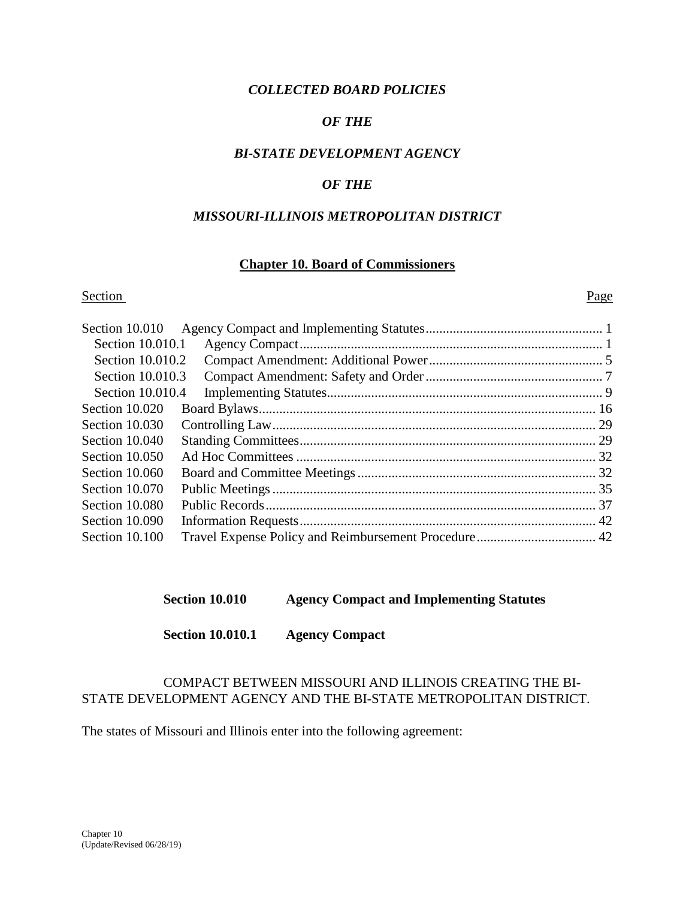*COLLECTED BOARD POLICIES*

*OF THE*

*BI-STATE DEVELOPMENT AGENCY*

*OF THE*

*MISSOURI-ILLINOIS METROPOLITAN DISTRICT*

## Chapter 10. Board of Commissioners

| Section | | Page |
|---|---|---|
| Section 10.010 | Agency Compact and Implementing Statutes | 1 |
| Section 10.010.1 | Agency Compact | 1 |
| Section 10.010.2 | Compact Amendment: Additional Power | 5 |
| Section 10.010.3 | Compact Amendment: Safety and Order | 7 |
| Section 10.010.4 | Implementing Statutes | 9 |
| Section 10.020 | Board Bylaws | 16 |
| Section 10.030 | Controlling Law | 29 |
| Section 10.040 | Standing Committees | 29 |
| Section 10.050 | Ad Hoc Committees | 32 |
| Section 10.060 | Board and Committee Meetings | 32 |
| Section 10.070 | Public Meetings | 35 |
| Section 10.080 | Public Records | 37 |
| Section 10.090 | Information Requests | 42 |
| Section 10.100 | Travel Expense Policy and Reimbursement Procedure | 42 |

### Section 10.010 Agency Compact and Implementing Statutes

### Section 10.010.1 Agency Compact

COMPACT BETWEEN MISSOURI AND ILLINOIS CREATING THE BI-STATE DEVELOPMENT AGENCY AND THE BI-STATE METROPOLITAN DISTRICT.

The states of Missouri and Illinois enter into the following agreement: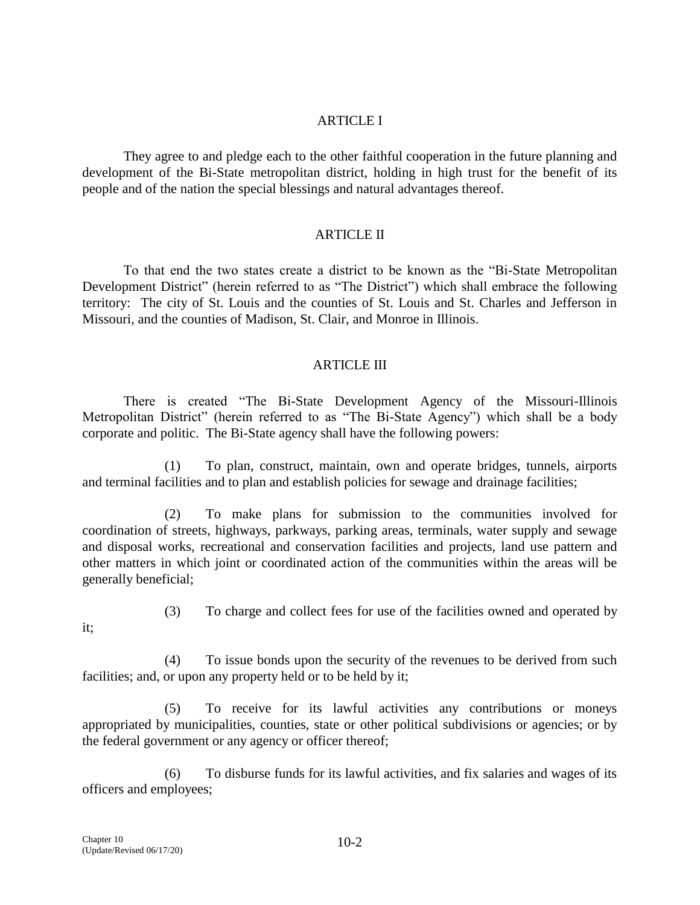## ARTICLE I

They agree to and pledge each to the other faithful cooperation in the future planning and development of the Bi-State metropolitan district, holding in high trust for the benefit of its people and of the nation the special blessings and natural advantages thereof.

## ARTICLE II

To that end the two states create a district to be known as the "Bi-State Metropolitan Development District" (herein referred to as "The District") which shall embrace the following territory: The city of St. Louis and the counties of St. Louis and St. Charles and Jefferson in Missouri, and the counties of Madison, St. Clair, and Monroe in Illinois.

## ARTICLE III

There is created "The Bi-State Development Agency of the Missouri-Illinois Metropolitan District" (herein referred to as "The Bi-State Agency") which shall be a body corporate and politic. The Bi-State agency shall have the following powers:

(1) To plan, construct, maintain, own and operate bridges, tunnels, airports and terminal facilities and to plan and establish policies for sewage and drainage facilities;

(2) To make plans for submission to the communities involved for coordination of streets, highways, parkways, parking areas, terminals, water supply and sewage and disposal works, recreational and conservation facilities and projects, land use pattern and other matters in which joint or coordinated action of the communities within the areas will be generally beneficial;

(3) To charge and collect fees for use of the facilities owned and operated by it;

(4) To issue bonds upon the security of the revenues to be derived from such facilities; and, or upon any property held or to be held by it;

(5) To receive for its lawful activities any contributions or moneys appropriated by municipalities, counties, state or other political subdivisions or agencies; or by the federal government or any agency or officer thereof;

(6) To disburse funds for its lawful activities, and fix salaries and wages of its officers and employees;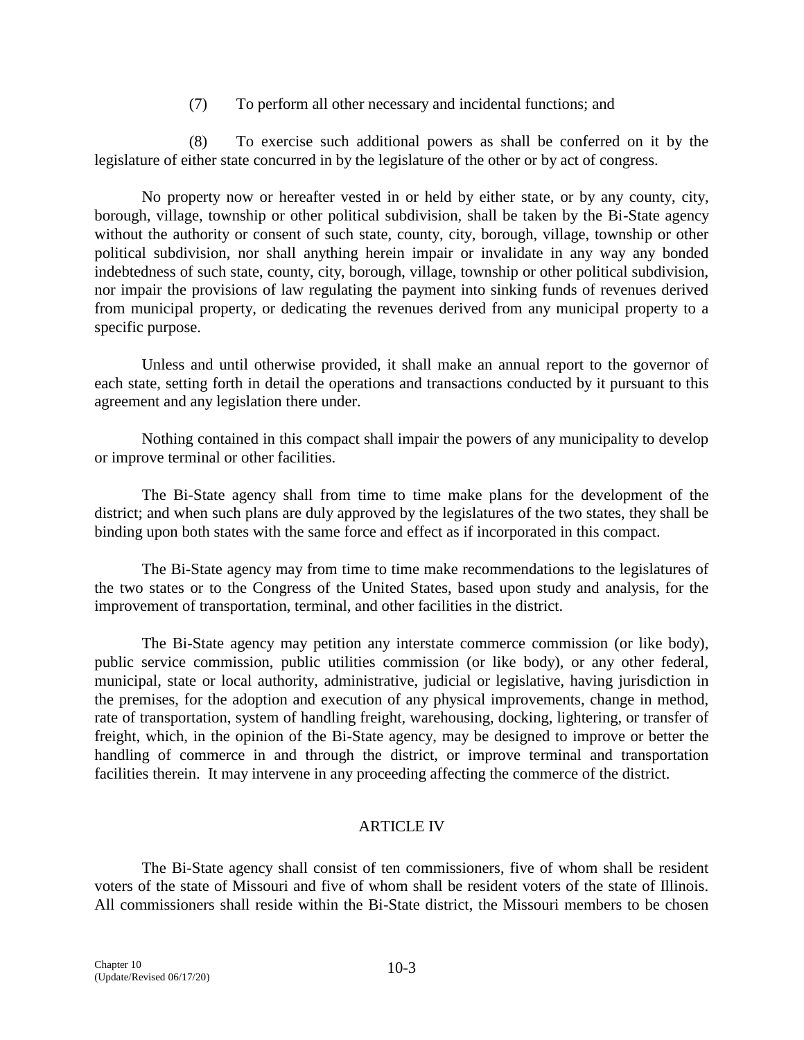(7) To perform all other necessary and incidental functions; and

(8) To exercise such additional powers as shall be conferred on it by the legislature of either state concurred in by the legislature of the other or by act of congress.

No property now or hereafter vested in or held by either state, or by any county, city, borough, village, township or other political subdivision, shall be taken by the Bi-State agency without the authority or consent of such state, county, city, borough, village, township or other political subdivision, nor shall anything herein impair or invalidate in any way any bonded indebtedness of such state, county, city, borough, village, township or other political subdivision, nor impair the provisions of law regulating the payment into sinking funds of revenues derived from municipal property, or dedicating the revenues derived from any municipal property to a specific purpose.

Unless and until otherwise provided, it shall make an annual report to the governor of each state, setting forth in detail the operations and transactions conducted by it pursuant to this agreement and any legislation there under.

Nothing contained in this compact shall impair the powers of any municipality to develop or improve terminal or other facilities.

The Bi-State agency shall from time to time make plans for the development of the district; and when such plans are duly approved by the legislatures of the two states, they shall be binding upon both states with the same force and effect as if incorporated in this compact.

The Bi-State agency may from time to time make recommendations to the legislatures of the two states or to the Congress of the United States, based upon study and analysis, for the improvement of transportation, terminal, and other facilities in the district.

The Bi-State agency may petition any interstate commerce commission (or like body), public service commission, public utilities commission (or like body), or any other federal, municipal, state or local authority, administrative, judicial or legislative, having jurisdiction in the premises, for the adoption and execution of any physical improvements, change in method, rate of transportation, system of handling freight, warehousing, docking, lightering, or transfer of freight, which, in the opinion of the Bi-State agency, may be designed to improve or better the handling of commerce in and through the district, or improve terminal and transportation facilities therein. It may intervene in any proceeding affecting the commerce of the district.

## ARTICLE IV

The Bi-State agency shall consist of ten commissioners, five of whom shall be resident voters of the state of Missouri and five of whom shall be resident voters of the state of Illinois. All commissioners shall reside within the Bi-State district, the Missouri members to be chosen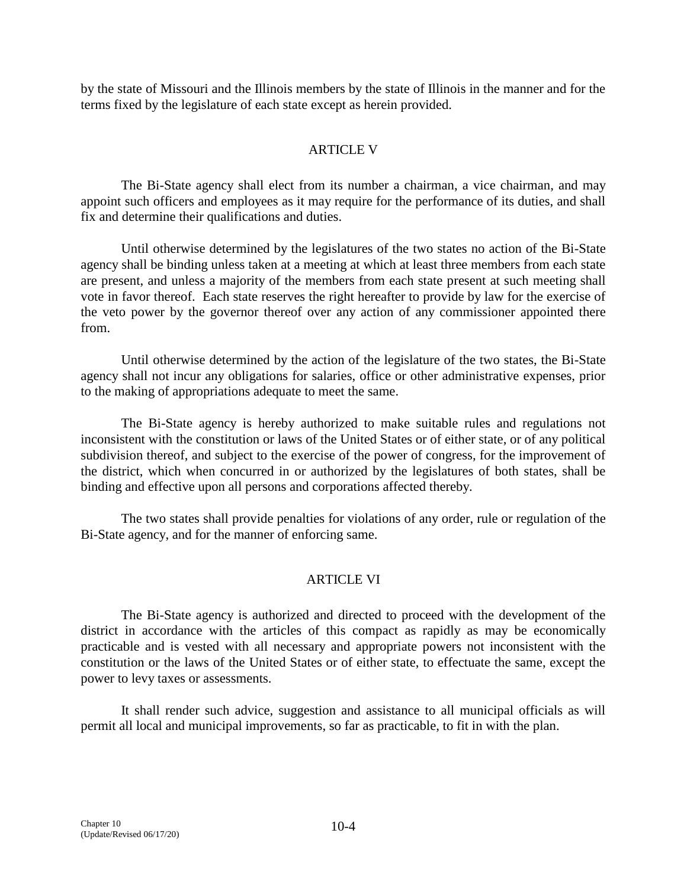by the state of Missouri and the Illinois members by the state of Illinois in the manner and for the terms fixed by the legislature of each state except as herein provided.

## ARTICLE V

The Bi-State agency shall elect from its number a chairman, a vice chairman, and may appoint such officers and employees as it may require for the performance of its duties, and shall fix and determine their qualifications and duties.

Until otherwise determined by the legislatures of the two states no action of the Bi-State agency shall be binding unless taken at a meeting at which at least three members from each state are present, and unless a majority of the members from each state present at such meeting shall vote in favor thereof. Each state reserves the right hereafter to provide by law for the exercise of the veto power by the governor thereof over any action of any commissioner appointed there from.

Until otherwise determined by the action of the legislature of the two states, the Bi-State agency shall not incur any obligations for salaries, office or other administrative expenses, prior to the making of appropriations adequate to meet the same.

The Bi-State agency is hereby authorized to make suitable rules and regulations not inconsistent with the constitution or laws of the United States or of either state, or of any political subdivision thereof, and subject to the exercise of the power of congress, for the improvement of the district, which when concurred in or authorized by the legislatures of both states, shall be binding and effective upon all persons and corporations affected thereby.

The two states shall provide penalties for violations of any order, rule or regulation of the Bi-State agency, and for the manner of enforcing same.

## ARTICLE VI

The Bi-State agency is authorized and directed to proceed with the development of the district in accordance with the articles of this compact as rapidly as may be economically practicable and is vested with all necessary and appropriate powers not inconsistent with the constitution or the laws of the United States or of either state, to effectuate the same, except the power to levy taxes or assessments.

It shall render such advice, suggestion and assistance to all municipal officials as will permit all local and municipal improvements, so far as practicable, to fit in with the plan.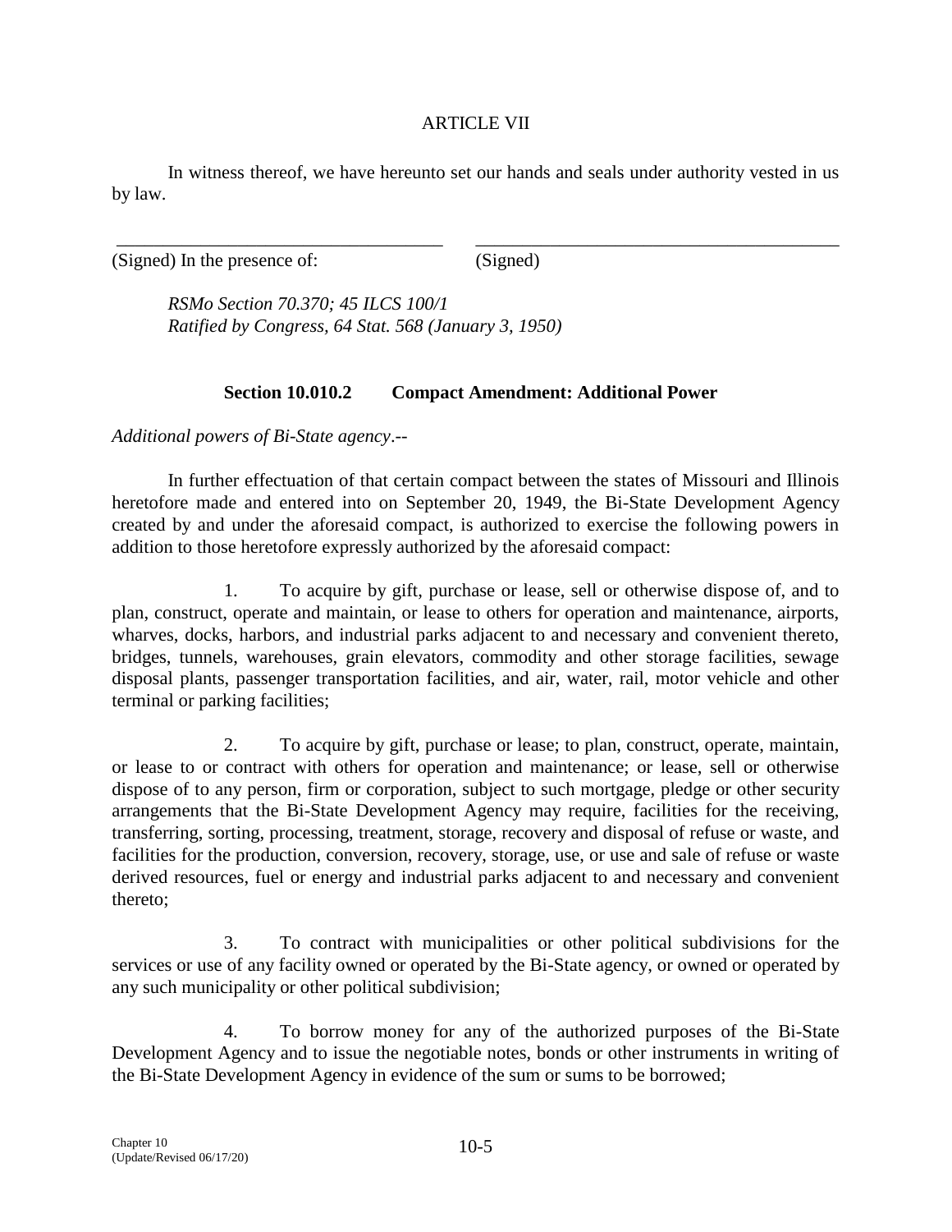ARTICLE VII

In witness thereof, we have hereunto set our hands and seals under authority vested in us by law.

\_\_\_\_\_\_\_\_\_\_\_\_\_\_\_\_\_\_\_\_\_\_\_\_\_\_\_\_\_\_\_\_\_\_\_ \_\_\_\_\_\_\_\_\_\_\_\_\_\_\_\_\_\_\_\_\_\_\_\_\_\_\_\_\_\_\_\_\_\_\_\_\_\_\_

(Signed) In the presence of: (Signed)

*RSMo Section 70.370; 45 ILCS 100/1*
*Ratified by Congress, 64 Stat. 568 (January 3, 1950)*

### Section 10.010.2 Compact Amendment: Additional Power

*Additional powers of Bi-State agency*.--

In further effectuation of that certain compact between the states of Missouri and Illinois heretofore made and entered into on September 20, 1949, the Bi-State Development Agency created by and under the aforesaid compact, is authorized to exercise the following powers in addition to those heretofore expressly authorized by the aforesaid compact:

1. To acquire by gift, purchase or lease, sell or otherwise dispose of, and to plan, construct, operate and maintain, or lease to others for operation and maintenance, airports, wharves, docks, harbors, and industrial parks adjacent to and necessary and convenient thereto, bridges, tunnels, warehouses, grain elevators, commodity and other storage facilities, sewage disposal plants, passenger transportation facilities, and air, water, rail, motor vehicle and other terminal or parking facilities;

2. To acquire by gift, purchase or lease; to plan, construct, operate, maintain, or lease to or contract with others for operation and maintenance; or lease, sell or otherwise dispose of to any person, firm or corporation, subject to such mortgage, pledge or other security arrangements that the Bi-State Development Agency may require, facilities for the receiving, transferring, sorting, processing, treatment, storage, recovery and disposal of refuse or waste, and facilities for the production, conversion, recovery, storage, use, or use and sale of refuse or waste derived resources, fuel or energy and industrial parks adjacent to and necessary and convenient thereto;

3. To contract with municipalities or other political subdivisions for the services or use of any facility owned or operated by the Bi-State agency, or owned or operated by any such municipality or other political subdivision;

4. To borrow money for any of the authorized purposes of the Bi-State Development Agency and to issue the negotiable notes, bonds or other instruments in writing of the Bi-State Development Agency in evidence of the sum or sums to be borrowed;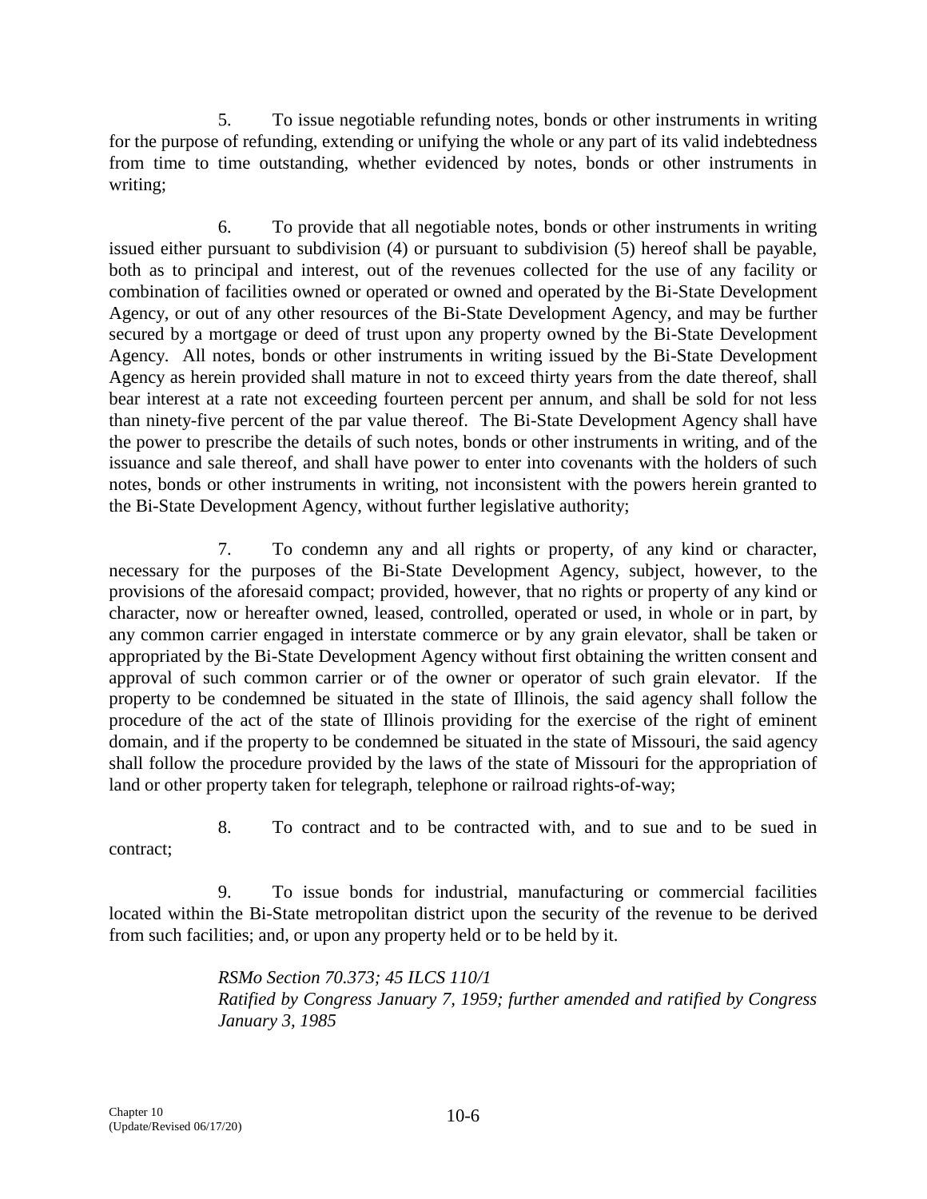5. To issue negotiable refunding notes, bonds or other instruments in writing for the purpose of refunding, extending or unifying the whole or any part of its valid indebtedness from time to time outstanding, whether evidenced by notes, bonds or other instruments in writing;

6. To provide that all negotiable notes, bonds or other instruments in writing issued either pursuant to subdivision (4) or pursuant to subdivision (5) hereof shall be payable, both as to principal and interest, out of the revenues collected for the use of any facility or combination of facilities owned or operated or owned and operated by the Bi-State Development Agency, or out of any other resources of the Bi-State Development Agency, and may be further secured by a mortgage or deed of trust upon any property owned by the Bi-State Development Agency. All notes, bonds or other instruments in writing issued by the Bi-State Development Agency as herein provided shall mature in not to exceed thirty years from the date thereof, shall bear interest at a rate not exceeding fourteen percent per annum, and shall be sold for not less than ninety-five percent of the par value thereof. The Bi-State Development Agency shall have the power to prescribe the details of such notes, bonds or other instruments in writing, and of the issuance and sale thereof, and shall have power to enter into covenants with the holders of such notes, bonds or other instruments in writing, not inconsistent with the powers herein granted to the Bi-State Development Agency, without further legislative authority;

7. To condemn any and all rights or property, of any kind or character, necessary for the purposes of the Bi-State Development Agency, subject, however, to the provisions of the aforesaid compact; provided, however, that no rights or property of any kind or character, now or hereafter owned, leased, controlled, operated or used, in whole or in part, by any common carrier engaged in interstate commerce or by any grain elevator, shall be taken or appropriated by the Bi-State Development Agency without first obtaining the written consent and approval of such common carrier or of the owner or operator of such grain elevator. If the property to be condemned be situated in the state of Illinois, the said agency shall follow the procedure of the act of the state of Illinois providing for the exercise of the right of eminent domain, and if the property to be condemned be situated in the state of Missouri, the said agency shall follow the procedure provided by the laws of the state of Missouri for the appropriation of land or other property taken for telegraph, telephone or railroad rights-of-way;

8. To contract and to be contracted with, and to sue and to be sued in contract;

9. To issue bonds for industrial, manufacturing or commercial facilities located within the Bi-State metropolitan district upon the security of the revenue to be derived from such facilities; and, or upon any property held or to be held by it.

*RSMo Section 70.373; 45 ILCS 110/1*
*Ratified by Congress January 7, 1959; further amended and ratified by Congress January 3, 1985*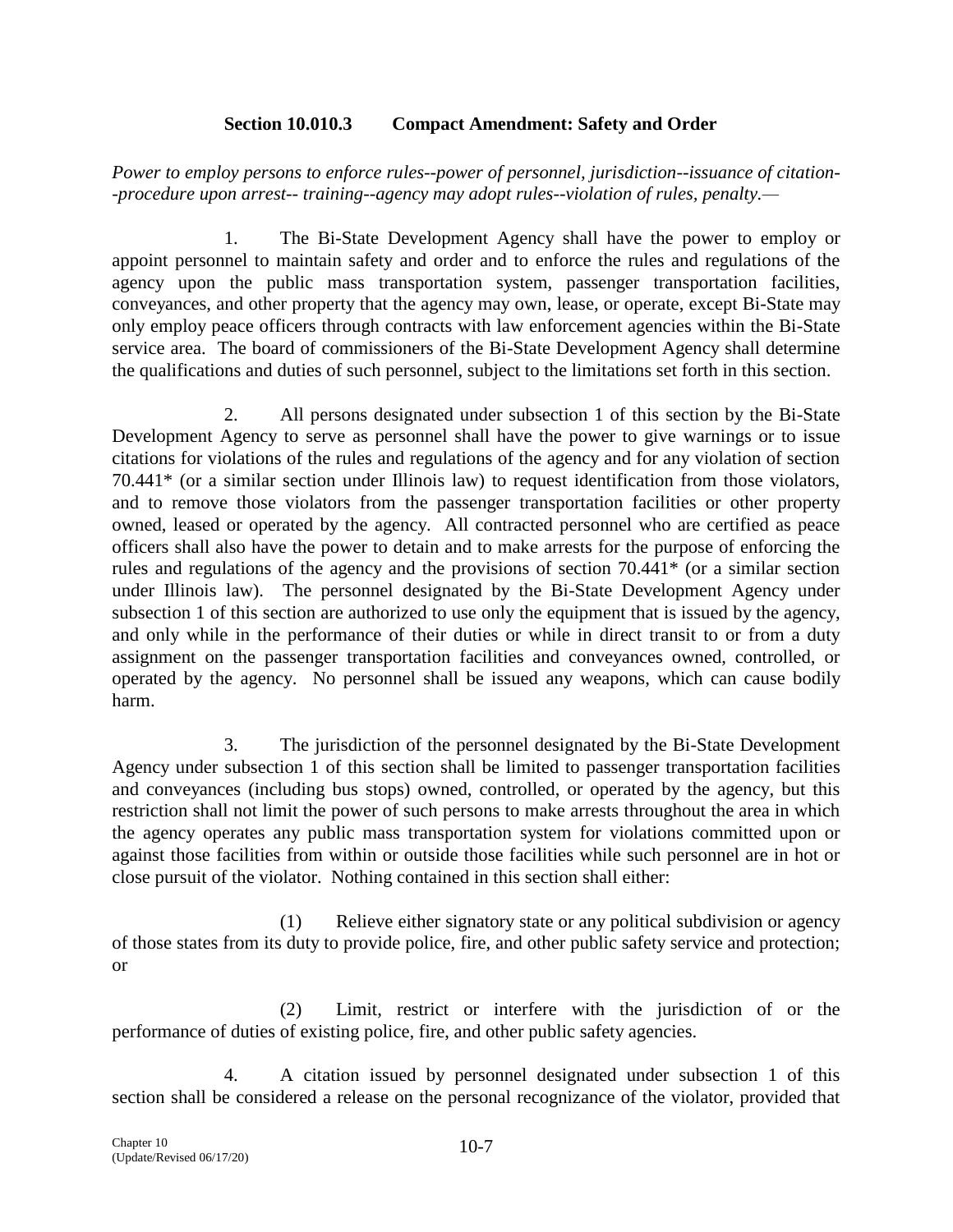### Section 10.010.3 Compact Amendment: Safety and Order

*Power to employ persons to enforce rules--power of personnel, jurisdiction--issuance of citation--procedure upon arrest-- training--agency may adopt rules--violation of rules, penalty.—*

1. The Bi-State Development Agency shall have the power to employ or appoint personnel to maintain safety and order and to enforce the rules and regulations of the agency upon the public mass transportation system, passenger transportation facilities, conveyances, and other property that the agency may own, lease, or operate, except Bi-State may only employ peace officers through contracts with law enforcement agencies within the Bi-State service area. The board of commissioners of the Bi-State Development Agency shall determine the qualifications and duties of such personnel, subject to the limitations set forth in this section.

2. All persons designated under subsection 1 of this section by the Bi-State Development Agency to serve as personnel shall have the power to give warnings or to issue citations for violations of the rules and regulations of the agency and for any violation of section 70.441* (or a similar section under Illinois law) to request identification from those violators, and to remove those violators from the passenger transportation facilities or other property owned, leased or operated by the agency. All contracted personnel who are certified as peace officers shall also have the power to detain and to make arrests for the purpose of enforcing the rules and regulations of the agency and the provisions of section 70.441* (or a similar section under Illinois law). The personnel designated by the Bi-State Development Agency under subsection 1 of this section are authorized to use only the equipment that is issued by the agency, and only while in the performance of their duties or while in direct transit to or from a duty assignment on the passenger transportation facilities and conveyances owned, controlled, or operated by the agency. No personnel shall be issued any weapons, which can cause bodily harm.

3. The jurisdiction of the personnel designated by the Bi-State Development Agency under subsection 1 of this section shall be limited to passenger transportation facilities and conveyances (including bus stops) owned, controlled, or operated by the agency, but this restriction shall not limit the power of such persons to make arrests throughout the area in which the agency operates any public mass transportation system for violations committed upon or against those facilities from within or outside those facilities while such personnel are in hot or close pursuit of the violator. Nothing contained in this section shall either:

(1) Relieve either signatory state or any political subdivision or agency of those states from its duty to provide police, fire, and other public safety service and protection; or

(2) Limit, restrict or interfere with the jurisdiction of or the performance of duties of existing police, fire, and other public safety agencies.

4. A citation issued by personnel designated under subsection 1 of this section shall be considered a release on the personal recognizance of the violator, provided that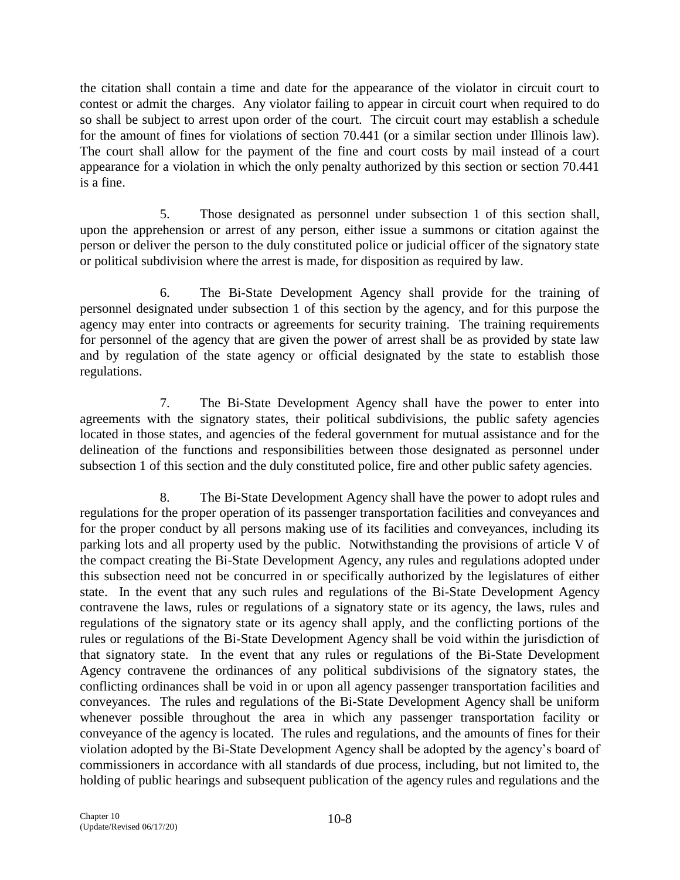the citation shall contain a time and date for the appearance of the violator in circuit court to contest or admit the charges. Any violator failing to appear in circuit court when required to do so shall be subject to arrest upon order of the court. The circuit court may establish a schedule for the amount of fines for violations of section 70.441 (or a similar section under Illinois law). The court shall allow for the payment of the fine and court costs by mail instead of a court appearance for a violation in which the only penalty authorized by this section or section 70.441 is a fine.

5. Those designated as personnel under subsection 1 of this section shall, upon the apprehension or arrest of any person, either issue a summons or citation against the person or deliver the person to the duly constituted police or judicial officer of the signatory state or political subdivision where the arrest is made, for disposition as required by law.

6. The Bi-State Development Agency shall provide for the training of personnel designated under subsection 1 of this section by the agency, and for this purpose the agency may enter into contracts or agreements for security training. The training requirements for personnel of the agency that are given the power of arrest shall be as provided by state law and by regulation of the state agency or official designated by the state to establish those regulations.

7. The Bi-State Development Agency shall have the power to enter into agreements with the signatory states, their political subdivisions, the public safety agencies located in those states, and agencies of the federal government for mutual assistance and for the delineation of the functions and responsibilities between those designated as personnel under subsection 1 of this section and the duly constituted police, fire and other public safety agencies.

8. The Bi-State Development Agency shall have the power to adopt rules and regulations for the proper operation of its passenger transportation facilities and conveyances and for the proper conduct by all persons making use of its facilities and conveyances, including its parking lots and all property used by the public. Notwithstanding the provisions of article V of the compact creating the Bi-State Development Agency, any rules and regulations adopted under this subsection need not be concurred in or specifically authorized by the legislatures of either state. In the event that any such rules and regulations of the Bi-State Development Agency contravene the laws, rules or regulations of a signatory state or its agency, the laws, rules and regulations of the signatory state or its agency shall apply, and the conflicting portions of the rules or regulations of the Bi-State Development Agency shall be void within the jurisdiction of that signatory state. In the event that any rules or regulations of the Bi-State Development Agency contravene the ordinances of any political subdivisions of the signatory states, the conflicting ordinances shall be void in or upon all agency passenger transportation facilities and conveyances. The rules and regulations of the Bi-State Development Agency shall be uniform whenever possible throughout the area in which any passenger transportation facility or conveyance of the agency is located. The rules and regulations, and the amounts of fines for their violation adopted by the Bi-State Development Agency shall be adopted by the agency's board of commissioners in accordance with all standards of due process, including, but not limited to, the holding of public hearings and subsequent publication of the agency rules and regulations and the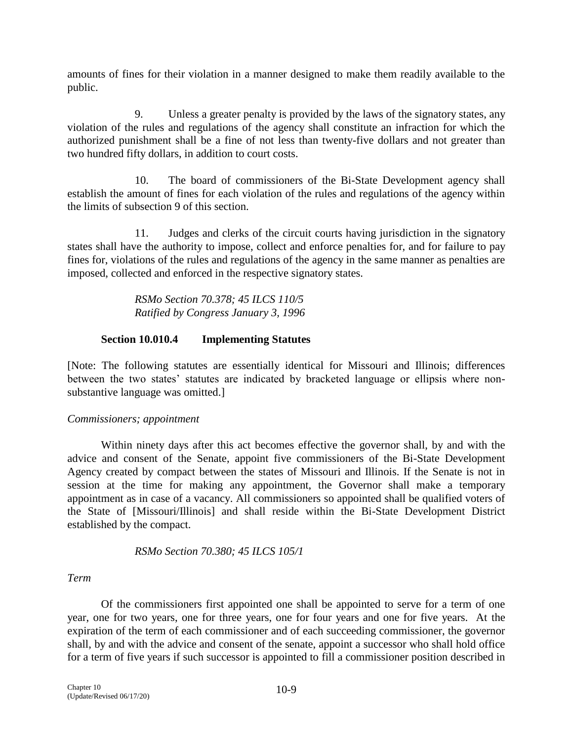amounts of fines for their violation in a manner designed to make them readily available to the public.

9. Unless a greater penalty is provided by the laws of the signatory states, any violation of the rules and regulations of the agency shall constitute an infraction for which the authorized punishment shall be a fine of not less than twenty-five dollars and not greater than two hundred fifty dollars, in addition to court costs.

10. The board of commissioners of the Bi-State Development agency shall establish the amount of fines for each violation of the rules and regulations of the agency within the limits of subsection 9 of this section.

11. Judges and clerks of the circuit courts having jurisdiction in the signatory states shall have the authority to impose, collect and enforce penalties for, and for failure to pay fines for, violations of the rules and regulations of the agency in the same manner as penalties are imposed, collected and enforced in the respective signatory states.

*RSMo Section 70.378; 45 ILCS 110/5*
*Ratified by Congress January 3, 1996*

### Section 10.010.4 Implementing Statutes

[Note: The following statutes are essentially identical for Missouri and Illinois; differences between the two states' statutes are indicated by bracketed language or ellipsis where non-substantive language was omitted.]

*Commissioners; appointment*

Within ninety days after this act becomes effective the governor shall, by and with the advice and consent of the Senate, appoint five commissioners of the Bi-State Development Agency created by compact between the states of Missouri and Illinois. If the Senate is not in session at the time for making any appointment, the Governor shall make a temporary appointment as in case of a vacancy. All commissioners so appointed shall be qualified voters of the State of [Missouri/Illinois] and shall reside within the Bi-State Development District established by the compact.

*RSMo Section 70.380; 45 ILCS 105/1*

*Term*

Of the commissioners first appointed one shall be appointed to serve for a term of one year, one for two years, one for three years, one for four years and one for five years. At the expiration of the term of each commissioner and of each succeeding commissioner, the governor shall, by and with the advice and consent of the senate, appoint a successor who shall hold office for a term of five years if such successor is appointed to fill a commissioner position described in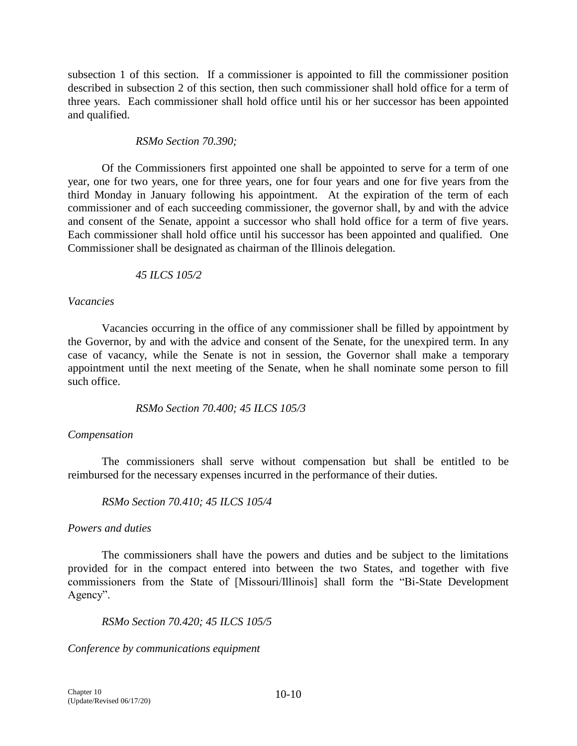subsection 1 of this section. If a commissioner is appointed to fill the commissioner position described in subsection 2 of this section, then such commissioner shall hold office for a term of three years. Each commissioner shall hold office until his or her successor has been appointed and qualified.

*RSMo Section 70.390;*

Of the Commissioners first appointed one shall be appointed to serve for a term of one year, one for two years, one for three years, one for four years and one for five years from the third Monday in January following his appointment. At the expiration of the term of each commissioner and of each succeeding commissioner, the governor shall, by and with the advice and consent of the Senate, appoint a successor who shall hold office for a term of five years. Each commissioner shall hold office until his successor has been appointed and qualified. One Commissioner shall be designated as chairman of the Illinois delegation.

*45 ILCS 105/2*

*Vacancies*

Vacancies occurring in the office of any commissioner shall be filled by appointment by the Governor, by and with the advice and consent of the Senate, for the unexpired term. In any case of vacancy, while the Senate is not in session, the Governor shall make a temporary appointment until the next meeting of the Senate, when he shall nominate some person to fill such office.

*RSMo Section 70.400; 45 ILCS 105/3*

*Compensation*

The commissioners shall serve without compensation but shall be entitled to be reimbursed for the necessary expenses incurred in the performance of their duties.

*RSMo Section 70.410; 45 ILCS 105/4*

*Powers and duties*

The commissioners shall have the powers and duties and be subject to the limitations provided for in the compact entered into between the two States, and together with five commissioners from the State of [Missouri/Illinois] shall form the "Bi-State Development Agency".

*RSMo Section 70.420; 45 ILCS 105/5*

*Conference by communications equipment*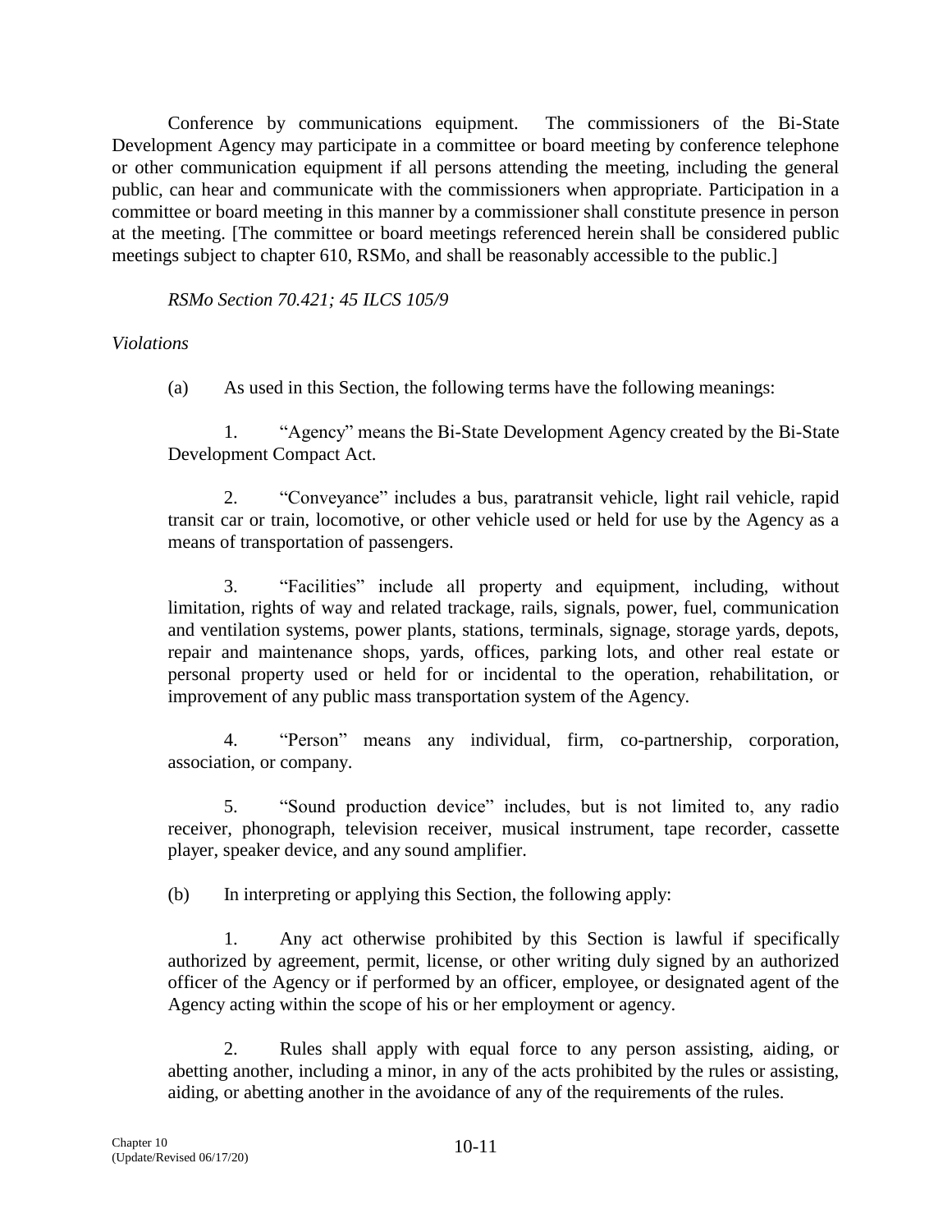Conference by communications equipment. The commissioners of the Bi-State Development Agency may participate in a committee or board meeting by conference telephone or other communication equipment if all persons attending the meeting, including the general public, can hear and communicate with the commissioners when appropriate. Participation in a committee or board meeting in this manner by a commissioner shall constitute presence in person at the meeting. [The committee or board meetings referenced herein shall be considered public meetings subject to chapter 610, RSMo, and shall be reasonably accessible to the public.]

*RSMo Section 70.421; 45 ILCS 105/9*

*Violations*

(a) As used in this Section, the following terms have the following meanings:

1. "Agency" means the Bi-State Development Agency created by the Bi-State Development Compact Act.

2. "Conveyance" includes a bus, paratransit vehicle, light rail vehicle, rapid transit car or train, locomotive, or other vehicle used or held for use by the Agency as a means of transportation of passengers.

3. "Facilities" include all property and equipment, including, without limitation, rights of way and related trackage, rails, signals, power, fuel, communication and ventilation systems, power plants, stations, terminals, signage, storage yards, depots, repair and maintenance shops, yards, offices, parking lots, and other real estate or personal property used or held for or incidental to the operation, rehabilitation, or improvement of any public mass transportation system of the Agency.

4. "Person" means any individual, firm, co-partnership, corporation, association, or company.

5. "Sound production device" includes, but is not limited to, any radio receiver, phonograph, television receiver, musical instrument, tape recorder, cassette player, speaker device, and any sound amplifier.

(b) In interpreting or applying this Section, the following apply:

1. Any act otherwise prohibited by this Section is lawful if specifically authorized by agreement, permit, license, or other writing duly signed by an authorized officer of the Agency or if performed by an officer, employee, or designated agent of the Agency acting within the scope of his or her employment or agency.

2. Rules shall apply with equal force to any person assisting, aiding, or abetting another, including a minor, in any of the acts prohibited by the rules or assisting, aiding, or abetting another in the avoidance of any of the requirements of the rules.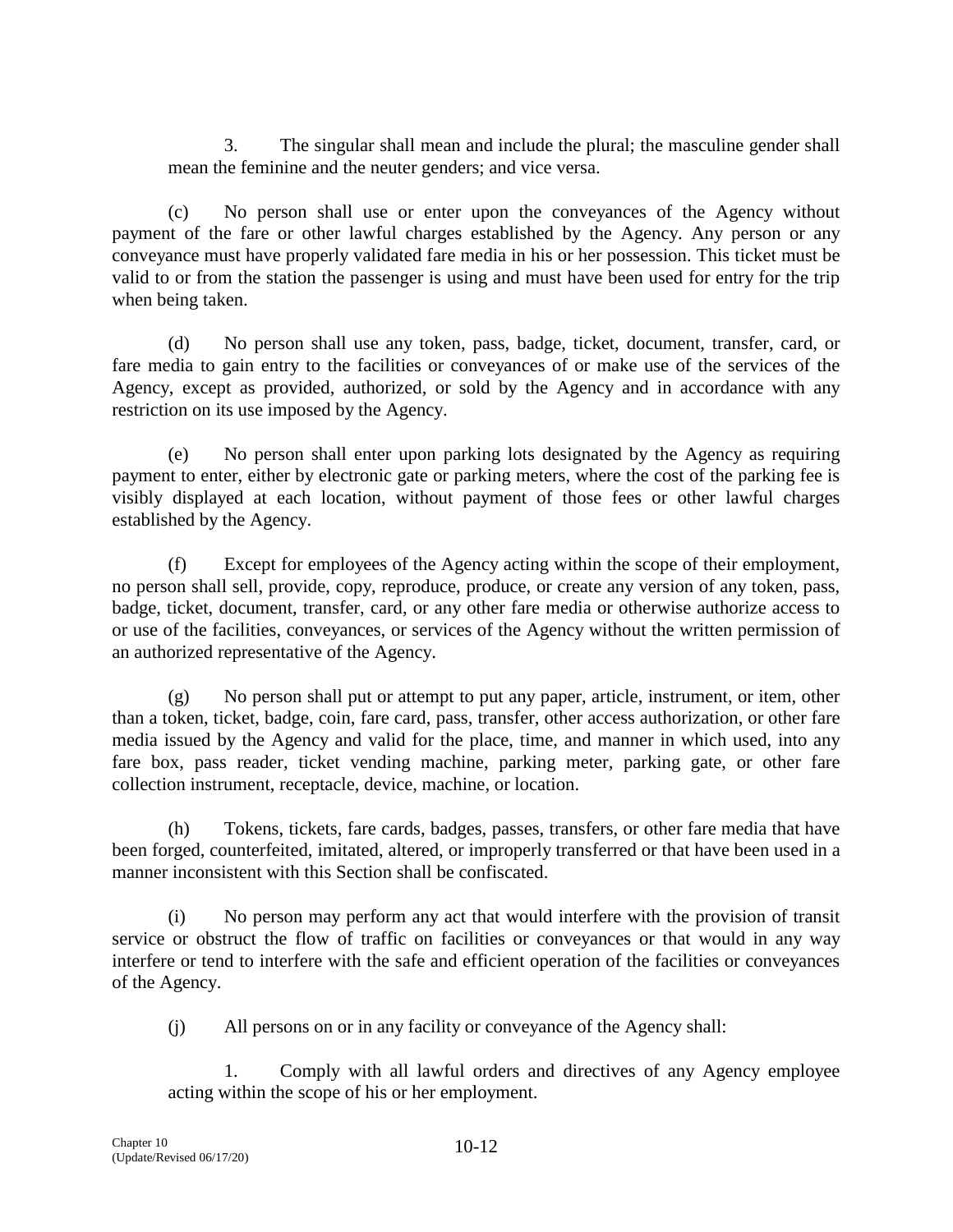3. The singular shall mean and include the plural; the masculine gender shall mean the feminine and the neuter genders; and vice versa.

(c) No person shall use or enter upon the conveyances of the Agency without payment of the fare or other lawful charges established by the Agency. Any person or any conveyance must have properly validated fare media in his or her possession. This ticket must be valid to or from the station the passenger is using and must have been used for entry for the trip when being taken.

(d) No person shall use any token, pass, badge, ticket, document, transfer, card, or fare media to gain entry to the facilities or conveyances of or make use of the services of the Agency, except as provided, authorized, or sold by the Agency and in accordance with any restriction on its use imposed by the Agency.

(e) No person shall enter upon parking lots designated by the Agency as requiring payment to enter, either by electronic gate or parking meters, where the cost of the parking fee is visibly displayed at each location, without payment of those fees or other lawful charges established by the Agency.

(f) Except for employees of the Agency acting within the scope of their employment, no person shall sell, provide, copy, reproduce, produce, or create any version of any token, pass, badge, ticket, document, transfer, card, or any other fare media or otherwise authorize access to or use of the facilities, conveyances, or services of the Agency without the written permission of an authorized representative of the Agency.

(g) No person shall put or attempt to put any paper, article, instrument, or item, other than a token, ticket, badge, coin, fare card, pass, transfer, other access authorization, or other fare media issued by the Agency and valid for the place, time, and manner in which used, into any fare box, pass reader, ticket vending machine, parking meter, parking gate, or other fare collection instrument, receptacle, device, machine, or location.

(h) Tokens, tickets, fare cards, badges, passes, transfers, or other fare media that have been forged, counterfeited, imitated, altered, or improperly transferred or that have been used in a manner inconsistent with this Section shall be confiscated.

(i) No person may perform any act that would interfere with the provision of transit service or obstruct the flow of traffic on facilities or conveyances or that would in any way interfere or tend to interfere with the safe and efficient operation of the facilities or conveyances of the Agency.

(j) All persons on or in any facility or conveyance of the Agency shall:

1. Comply with all lawful orders and directives of any Agency employee acting within the scope of his or her employment.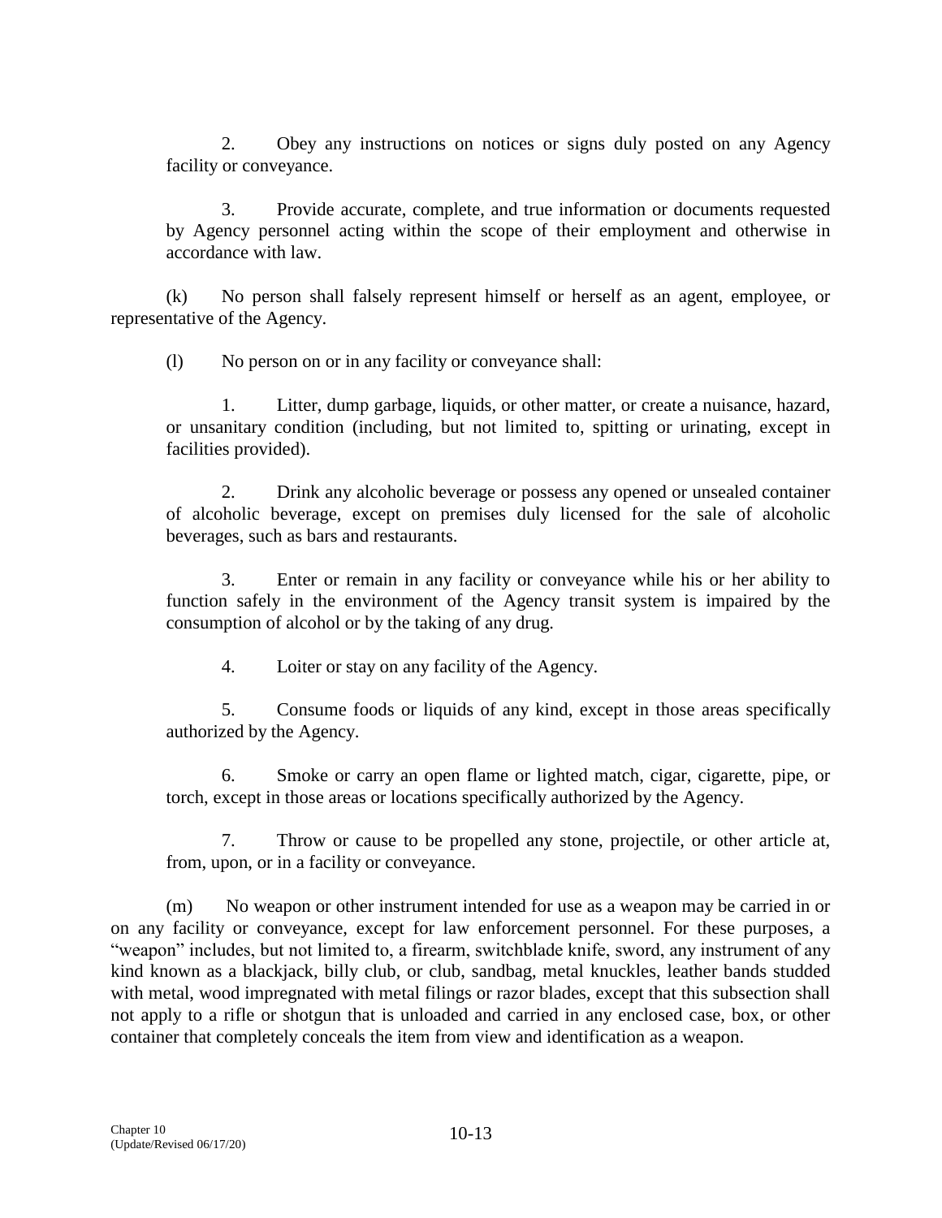2. Obey any instructions on notices or signs duly posted on any Agency facility or conveyance.

3. Provide accurate, complete, and true information or documents requested by Agency personnel acting within the scope of their employment and otherwise in accordance with law.

(k) No person shall falsely represent himself or herself as an agent, employee, or representative of the Agency.

(l) No person on or in any facility or conveyance shall:

1. Litter, dump garbage, liquids, or other matter, or create a nuisance, hazard, or unsanitary condition (including, but not limited to, spitting or urinating, except in facilities provided).

2. Drink any alcoholic beverage or possess any opened or unsealed container of alcoholic beverage, except on premises duly licensed for the sale of alcoholic beverages, such as bars and restaurants.

3. Enter or remain in any facility or conveyance while his or her ability to function safely in the environment of the Agency transit system is impaired by the consumption of alcohol or by the taking of any drug.

4. Loiter or stay on any facility of the Agency.

5. Consume foods or liquids of any kind, except in those areas specifically authorized by the Agency.

6. Smoke or carry an open flame or lighted match, cigar, cigarette, pipe, or torch, except in those areas or locations specifically authorized by the Agency.

7. Throw or cause to be propelled any stone, projectile, or other article at, from, upon, or in a facility or conveyance.

(m) No weapon or other instrument intended for use as a weapon may be carried in or on any facility or conveyance, except for law enforcement personnel. For these purposes, a "weapon" includes, but not limited to, a firearm, switchblade knife, sword, any instrument of any kind known as a blackjack, billy club, or club, sandbag, metal knuckles, leather bands studded with metal, wood impregnated with metal filings or razor blades, except that this subsection shall not apply to a rifle or shotgun that is unloaded and carried in any enclosed case, box, or other container that completely conceals the item from view and identification as a weapon.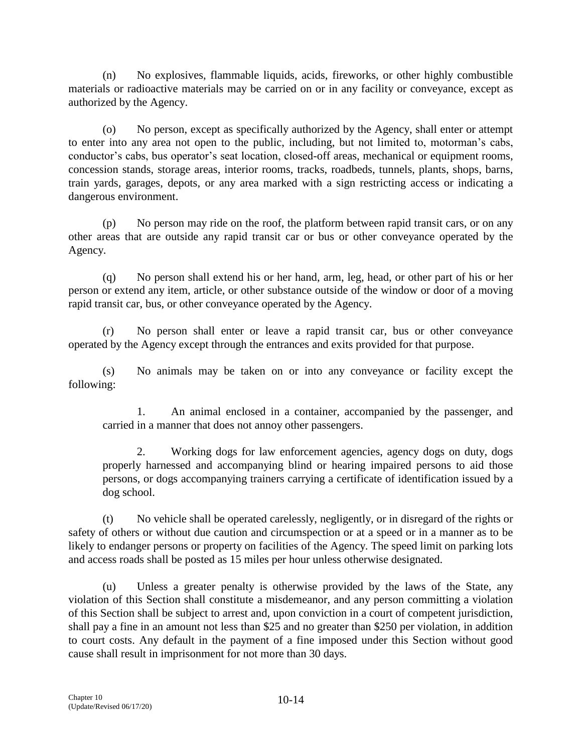(n) No explosives, flammable liquids, acids, fireworks, or other highly combustible materials or radioactive materials may be carried on or in any facility or conveyance, except as authorized by the Agency.

(o) No person, except as specifically authorized by the Agency, shall enter or attempt to enter into any area not open to the public, including, but not limited to, motorman's cabs, conductor's cabs, bus operator's seat location, closed-off areas, mechanical or equipment rooms, concession stands, storage areas, interior rooms, tracks, roadbeds, tunnels, plants, shops, barns, train yards, garages, depots, or any area marked with a sign restricting access or indicating a dangerous environment.

(p) No person may ride on the roof, the platform between rapid transit cars, or on any other areas that are outside any rapid transit car or bus or other conveyance operated by the Agency.

(q) No person shall extend his or her hand, arm, leg, head, or other part of his or her person or extend any item, article, or other substance outside of the window or door of a moving rapid transit car, bus, or other conveyance operated by the Agency.

(r) No person shall enter or leave a rapid transit car, bus or other conveyance operated by the Agency except through the entrances and exits provided for that purpose.

(s) No animals may be taken on or into any conveyance or facility except the following:

1. An animal enclosed in a container, accompanied by the passenger, and carried in a manner that does not annoy other passengers.

2. Working dogs for law enforcement agencies, agency dogs on duty, dogs properly harnessed and accompanying blind or hearing impaired persons to aid those persons, or dogs accompanying trainers carrying a certificate of identification issued by a dog school.

(t) No vehicle shall be operated carelessly, negligently, or in disregard of the rights or safety of others or without due caution and circumspection or at a speed or in a manner as to be likely to endanger persons or property on facilities of the Agency. The speed limit on parking lots and access roads shall be posted as 15 miles per hour unless otherwise designated.

(u) Unless a greater penalty is otherwise provided by the laws of the State, any violation of this Section shall constitute a misdemeanor, and any person committing a violation of this Section shall be subject to arrest and, upon conviction in a court of competent jurisdiction, shall pay a fine in an amount not less than $25 and no greater than $250 per violation, in addition to court costs. Any default in the payment of a fine imposed under this Section without good cause shall result in imprisonment for not more than 30 days.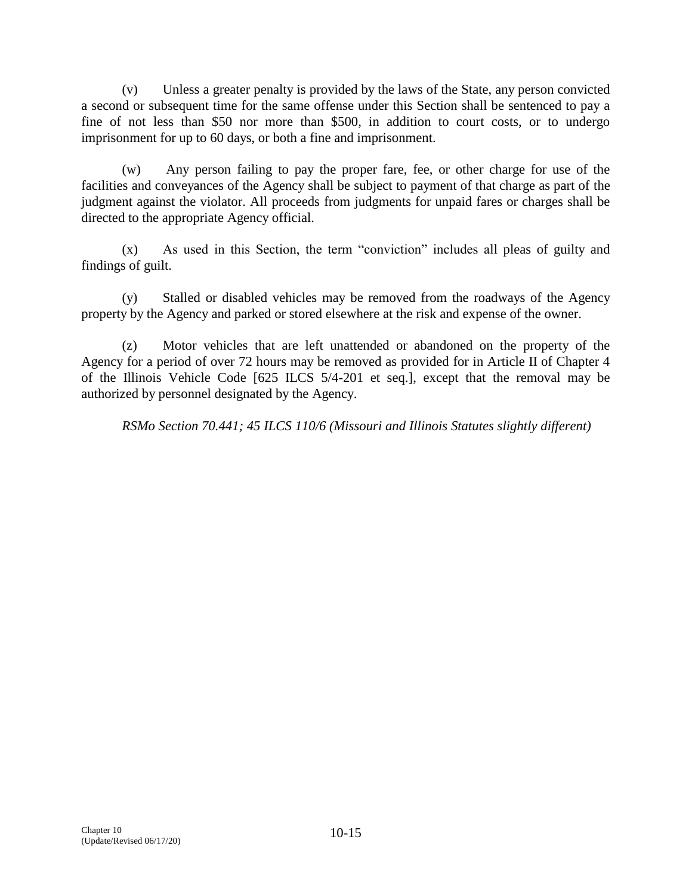(v) Unless a greater penalty is provided by the laws of the State, any person convicted a second or subsequent time for the same offense under this Section shall be sentenced to pay a fine of not less than $50 nor more than $500, in addition to court costs, or to undergo imprisonment for up to 60 days, or both a fine and imprisonment.

(w) Any person failing to pay the proper fare, fee, or other charge for use of the facilities and conveyances of the Agency shall be subject to payment of that charge as part of the judgment against the violator. All proceeds from judgments for unpaid fares or charges shall be directed to the appropriate Agency official.

(x) As used in this Section, the term "conviction" includes all pleas of guilty and findings of guilt.

(y) Stalled or disabled vehicles may be removed from the roadways of the Agency property by the Agency and parked or stored elsewhere at the risk and expense of the owner.

(z) Motor vehicles that are left unattended or abandoned on the property of the Agency for a period of over 72 hours may be removed as provided for in Article II of Chapter 4 of the Illinois Vehicle Code [625 ILCS 5/4-201 et seq.], except that the removal may be authorized by personnel designated by the Agency.

*RSMo Section 70.441; 45 ILCS 110/6 (Missouri and Illinois Statutes slightly different)*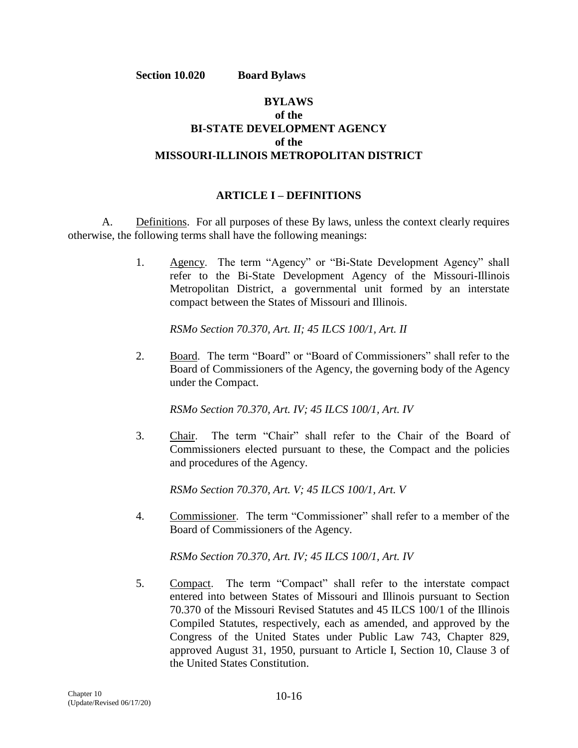**Section 10.020 Board Bylaws**

# BYLAWS
# of the
# BI-STATE DEVELOPMENT AGENCY
# of the
# MISSOURI-ILLINOIS METROPOLITAN DISTRICT

## ARTICLE I – DEFINITIONS

A. Definitions. For all purposes of these By laws, unless the context clearly requires otherwise, the following terms shall have the following meanings:

1. Agency. The term "Agency" or "Bi-State Development Agency" shall refer to the Bi-State Development Agency of the Missouri-Illinois Metropolitan District, a governmental unit formed by an interstate compact between the States of Missouri and Illinois.

   *RSMo Section 70.370, Art. II; 45 ILCS 100/1, Art. II*

2. Board. The term "Board" or "Board of Commissioners" shall refer to the Board of Commissioners of the Agency, the governing body of the Agency under the Compact.

   *RSMo Section 70.370, Art. IV; 45 ILCS 100/1, Art. IV*

3. Chair. The term "Chair" shall refer to the Chair of the Board of Commissioners elected pursuant to these, the Compact and the policies and procedures of the Agency.

   *RSMo Section 70.370, Art. V; 45 ILCS 100/1, Art. V*

4. Commissioner. The term "Commissioner" shall refer to a member of the Board of Commissioners of the Agency.

   *RSMo Section 70.370, Art. IV; 45 ILCS 100/1, Art. IV*

5. Compact. The term "Compact" shall refer to the interstate compact entered into between States of Missouri and Illinois pursuant to Section 70.370 of the Missouri Revised Statutes and 45 ILCS 100/1 of the Illinois Compiled Statutes, respectively, each as amended, and approved by the Congress of the United States under Public Law 743, Chapter 829, approved August 31, 1950, pursuant to Article I, Section 10, Clause 3 of the United States Constitution.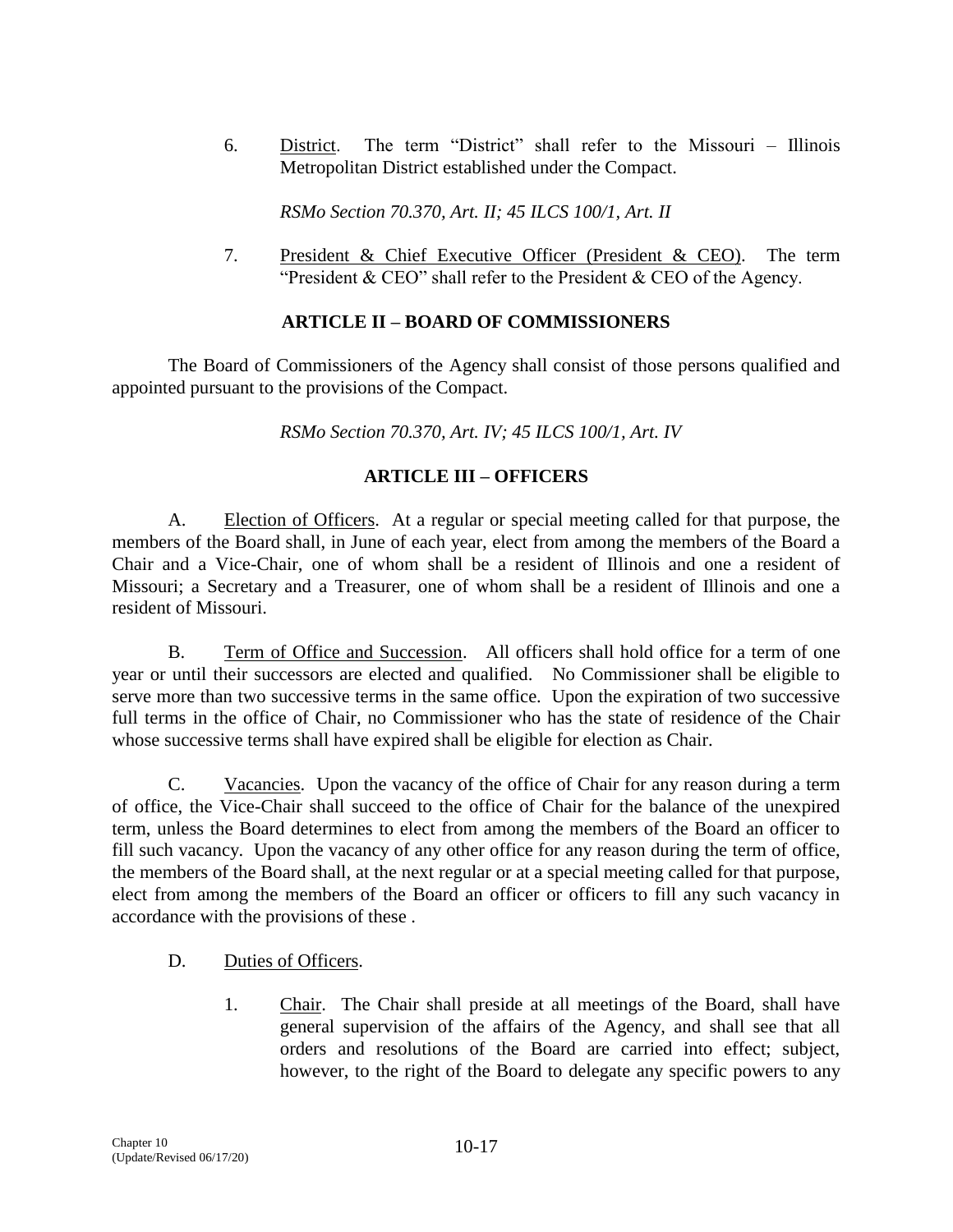6. District. The term "District" shall refer to the Missouri – Illinois Metropolitan District established under the Compact.

   *RSMo Section 70.370, Art. II; 45 ILCS 100/1, Art. II*

7. President & Chief Executive Officer (President & CEO). The term "President & CEO" shall refer to the President & CEO of the Agency.

## ARTICLE II – BOARD OF COMMISSIONERS

The Board of Commissioners of the Agency shall consist of those persons qualified and appointed pursuant to the provisions of the Compact.

*RSMo Section 70.370, Art. IV; 45 ILCS 100/1, Art. IV*

## ARTICLE III – OFFICERS

A. Election of Officers. At a regular or special meeting called for that purpose, the members of the Board shall, in June of each year, elect from among the members of the Board a Chair and a Vice-Chair, one of whom shall be a resident of Illinois and one a resident of Missouri; a Secretary and a Treasurer, one of whom shall be a resident of Illinois and one a resident of Missouri.

B. Term of Office and Succession. All officers shall hold office for a term of one year or until their successors are elected and qualified. No Commissioner shall be eligible to serve more than two successive terms in the same office. Upon the expiration of two successive full terms in the office of Chair, no Commissioner who has the state of residence of the Chair whose successive terms shall have expired shall be eligible for election as Chair.

C. Vacancies. Upon the vacancy of the office of Chair for any reason during a term of office, the Vice-Chair shall succeed to the office of Chair for the balance of the unexpired term, unless the Board determines to elect from among the members of the Board an officer to fill such vacancy. Upon the vacancy of any other office for any reason during the term of office, the members of the Board shall, at the next regular or at a special meeting called for that purpose, elect from among the members of the Board an officer or officers to fill any such vacancy in accordance with the provisions of these .

D. Duties of Officers.

   1. Chair. The Chair shall preside at all meetings of the Board, shall have general supervision of the affairs of the Agency, and shall see that all orders and resolutions of the Board are carried into effect; subject, however, to the right of the Board to delegate any specific powers to any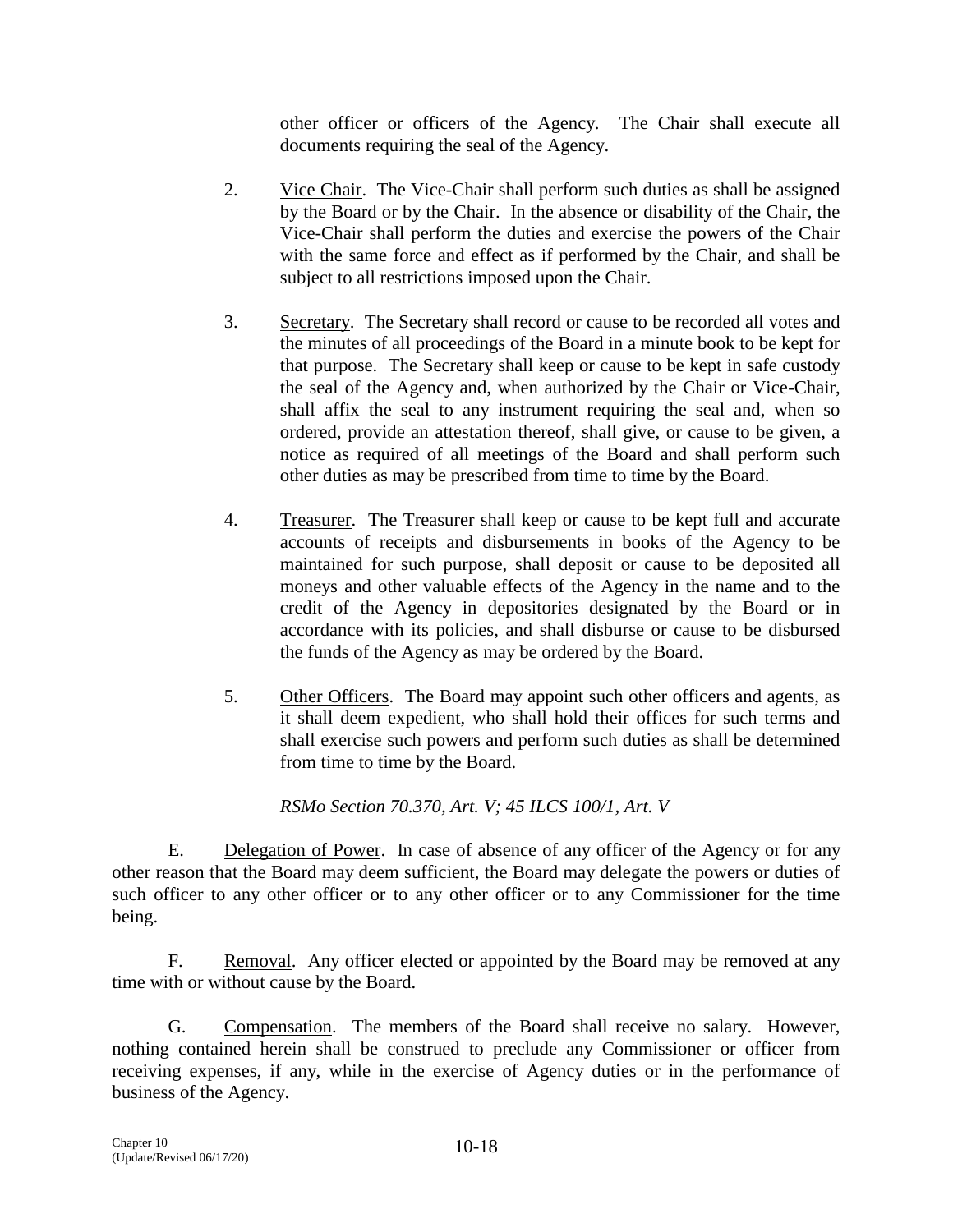other officer or officers of the Agency. The Chair shall execute all documents requiring the seal of the Agency.

2. Vice Chair. The Vice-Chair shall perform such duties as shall be assigned by the Board or by the Chair. In the absence or disability of the Chair, the Vice-Chair shall perform the duties and exercise the powers of the Chair with the same force and effect as if performed by the Chair, and shall be subject to all restrictions imposed upon the Chair.

3. Secretary. The Secretary shall record or cause to be recorded all votes and the minutes of all proceedings of the Board in a minute book to be kept for that purpose. The Secretary shall keep or cause to be kept in safe custody the seal of the Agency and, when authorized by the Chair or Vice-Chair, shall affix the seal to any instrument requiring the seal and, when so ordered, provide an attestation thereof, shall give, or cause to be given, a notice as required of all meetings of the Board and shall perform such other duties as may be prescribed from time to time by the Board.

4. Treasurer. The Treasurer shall keep or cause to be kept full and accurate accounts of receipts and disbursements in books of the Agency to be maintained for such purpose, shall deposit or cause to be deposited all moneys and other valuable effects of the Agency in the name and to the credit of the Agency in depositories designated by the Board or in accordance with its policies, and shall disburse or cause to be disbursed the funds of the Agency as may be ordered by the Board.

5. Other Officers. The Board may appoint such other officers and agents, as it shall deem expedient, who shall hold their offices for such terms and shall exercise such powers and perform such duties as shall be determined from time to time by the Board.

*RSMo Section 70.370, Art. V; 45 ILCS 100/1, Art. V*

E. Delegation of Power. In case of absence of any officer of the Agency or for any other reason that the Board may deem sufficient, the Board may delegate the powers or duties of such officer to any other officer or to any other officer or to any Commissioner for the time being.

F. Removal. Any officer elected or appointed by the Board may be removed at any time with or without cause by the Board.

G. Compensation. The members of the Board shall receive no salary. However, nothing contained herein shall be construed to preclude any Commissioner or officer from receiving expenses, if any, while in the exercise of Agency duties or in the performance of business of the Agency.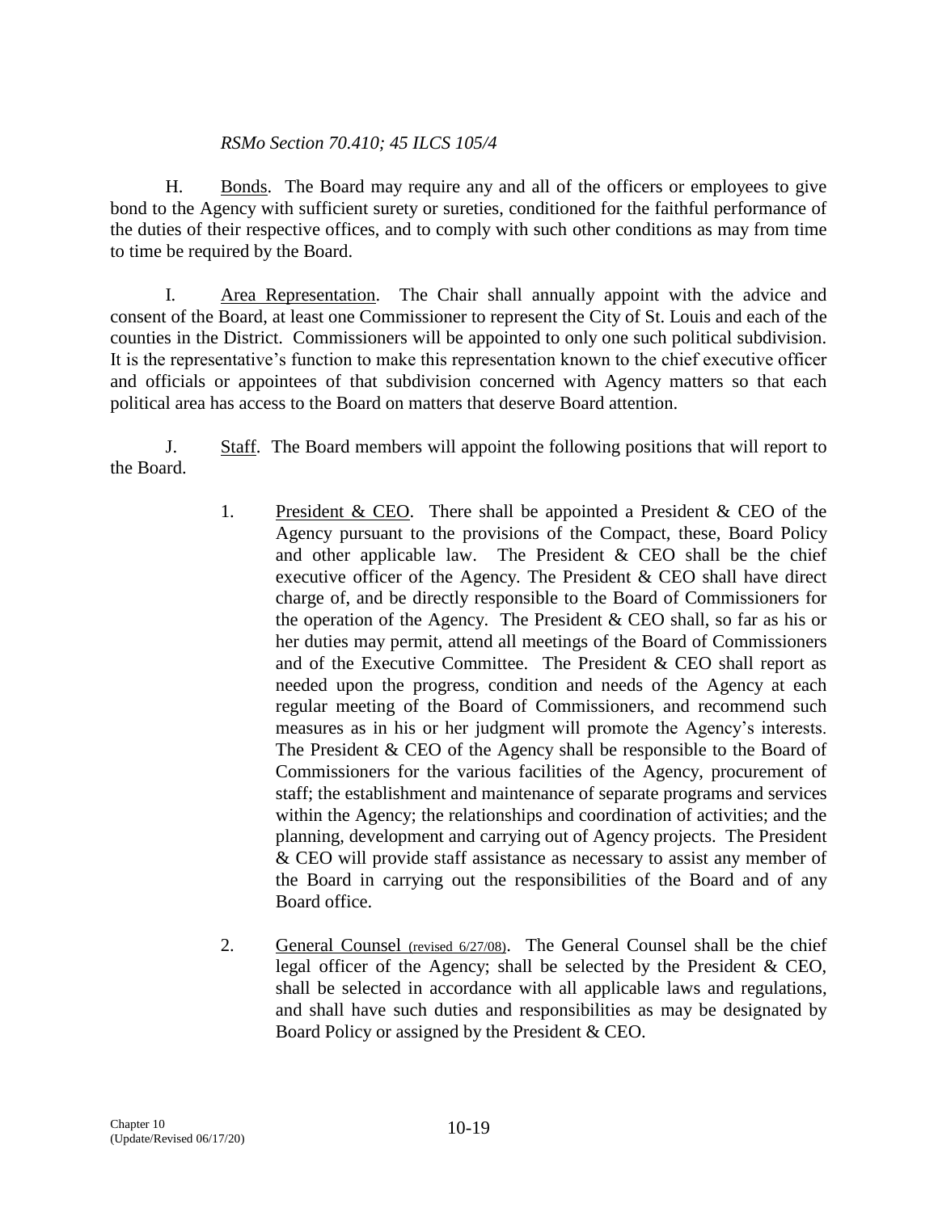*RSMo Section 70.410; 45 ILCS 105/4*

H. Bonds. The Board may require any and all of the officers or employees to give bond to the Agency with sufficient surety or sureties, conditioned for the faithful performance of the duties of their respective offices, and to comply with such other conditions as may from time to time be required by the Board.

I. Area Representation. The Chair shall annually appoint with the advice and consent of the Board, at least one Commissioner to represent the City of St. Louis and each of the counties in the District. Commissioners will be appointed to only one such political subdivision. It is the representative's function to make this representation known to the chief executive officer and officials or appointees of that subdivision concerned with Agency matters so that each political area has access to the Board on matters that deserve Board attention.

J. Staff. The Board members will appoint the following positions that will report to the Board.

1. President & CEO. There shall be appointed a President & CEO of the Agency pursuant to the provisions of the Compact, these, Board Policy and other applicable law. The President & CEO shall be the chief executive officer of the Agency. The President & CEO shall have direct charge of, and be directly responsible to the Board of Commissioners for the operation of the Agency. The President & CEO shall, so far as his or her duties may permit, attend all meetings of the Board of Commissioners and of the Executive Committee. The President & CEO shall report as needed upon the progress, condition and needs of the Agency at each regular meeting of the Board of Commissioners, and recommend such measures as in his or her judgment will promote the Agency's interests. The President & CEO of the Agency shall be responsible to the Board of Commissioners for the various facilities of the Agency, procurement of staff; the establishment and maintenance of separate programs and services within the Agency; the relationships and coordination of activities; and the planning, development and carrying out of Agency projects. The President & CEO will provide staff assistance as necessary to assist any member of the Board in carrying out the responsibilities of the Board and of any Board office.

2. General Counsel (revised 6/27/08). The General Counsel shall be the chief legal officer of the Agency; shall be selected by the President & CEO, shall be selected in accordance with all applicable laws and regulations, and shall have such duties and responsibilities as may be designated by Board Policy or assigned by the President & CEO.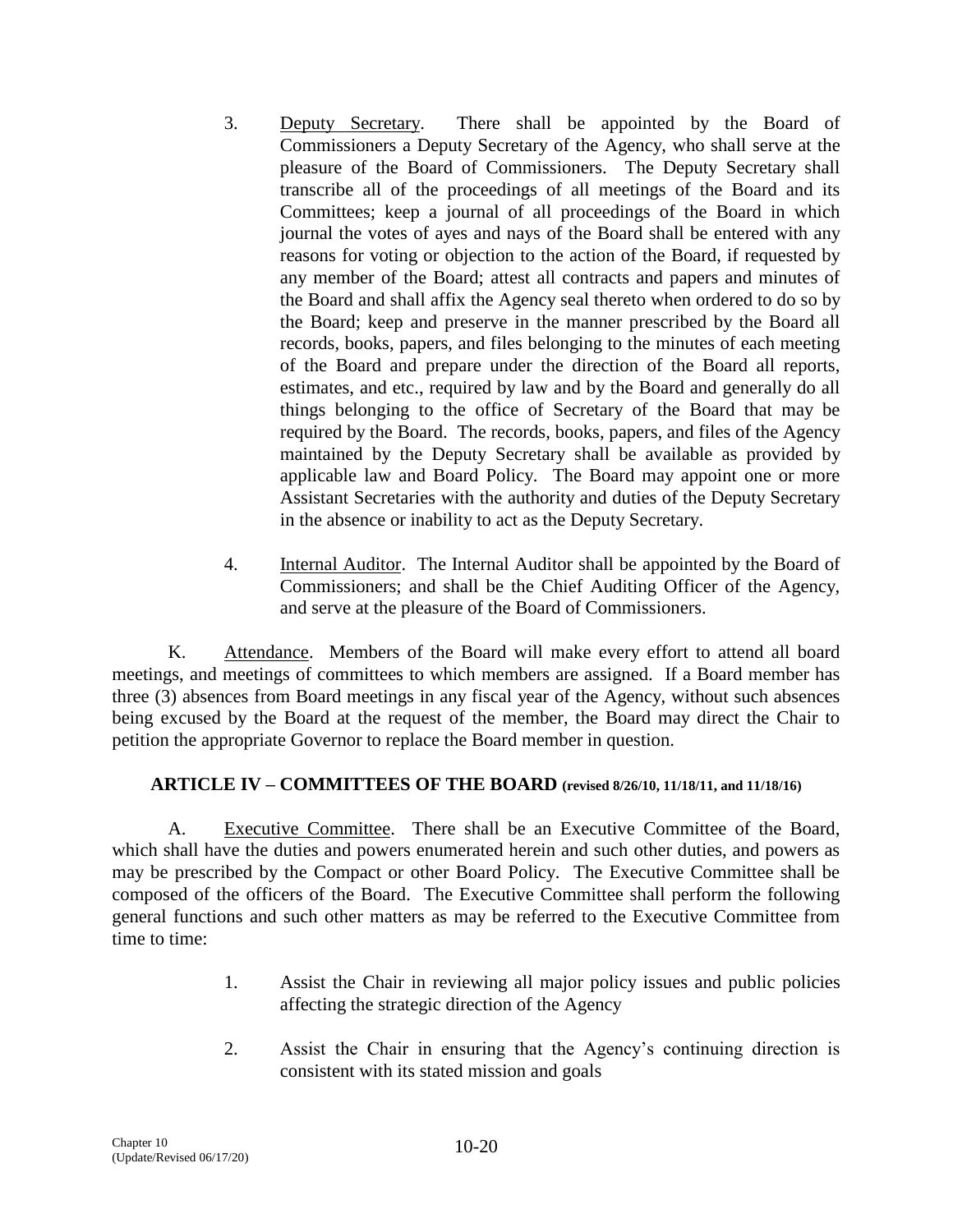3. Deputy Secretary. There shall be appointed by the Board of Commissioners a Deputy Secretary of the Agency, who shall serve at the pleasure of the Board of Commissioners. The Deputy Secretary shall transcribe all of the proceedings of all meetings of the Board and its Committees; keep a journal of all proceedings of the Board in which journal the votes of ayes and nays of the Board shall be entered with any reasons for voting or objection to the action of the Board, if requested by any member of the Board; attest all contracts and papers and minutes of the Board and shall affix the Agency seal thereto when ordered to do so by the Board; keep and preserve in the manner prescribed by the Board all records, books, papers, and files belonging to the minutes of each meeting of the Board and prepare under the direction of the Board all reports, estimates, and etc., required by law and by the Board and generally do all things belonging to the office of Secretary of the Board that may be required by the Board. The records, books, papers, and files of the Agency maintained by the Deputy Secretary shall be available as provided by applicable law and Board Policy. The Board may appoint one or more Assistant Secretaries with the authority and duties of the Deputy Secretary in the absence or inability to act as the Deputy Secretary.

4. Internal Auditor. The Internal Auditor shall be appointed by the Board of Commissioners; and shall be the Chief Auditing Officer of the Agency, and serve at the pleasure of the Board of Commissioners.

K. Attendance. Members of the Board will make every effort to attend all board meetings, and meetings of committees to which members are assigned. If a Board member has three (3) absences from Board meetings in any fiscal year of the Agency, without such absences being excused by the Board at the request of the member, the Board may direct the Chair to petition the appropriate Governor to replace the Board member in question.

## ARTICLE IV – COMMITTEES OF THE BOARD (revised 8/26/10, 11/18/11, and 11/18/16)

A. Executive Committee. There shall be an Executive Committee of the Board, which shall have the duties and powers enumerated herein and such other duties, and powers as may be prescribed by the Compact or other Board Policy. The Executive Committee shall be composed of the officers of the Board. The Executive Committee shall perform the following general functions and such other matters as may be referred to the Executive Committee from time to time:

1. Assist the Chair in reviewing all major policy issues and public policies affecting the strategic direction of the Agency

2. Assist the Chair in ensuring that the Agency's continuing direction is consistent with its stated mission and goals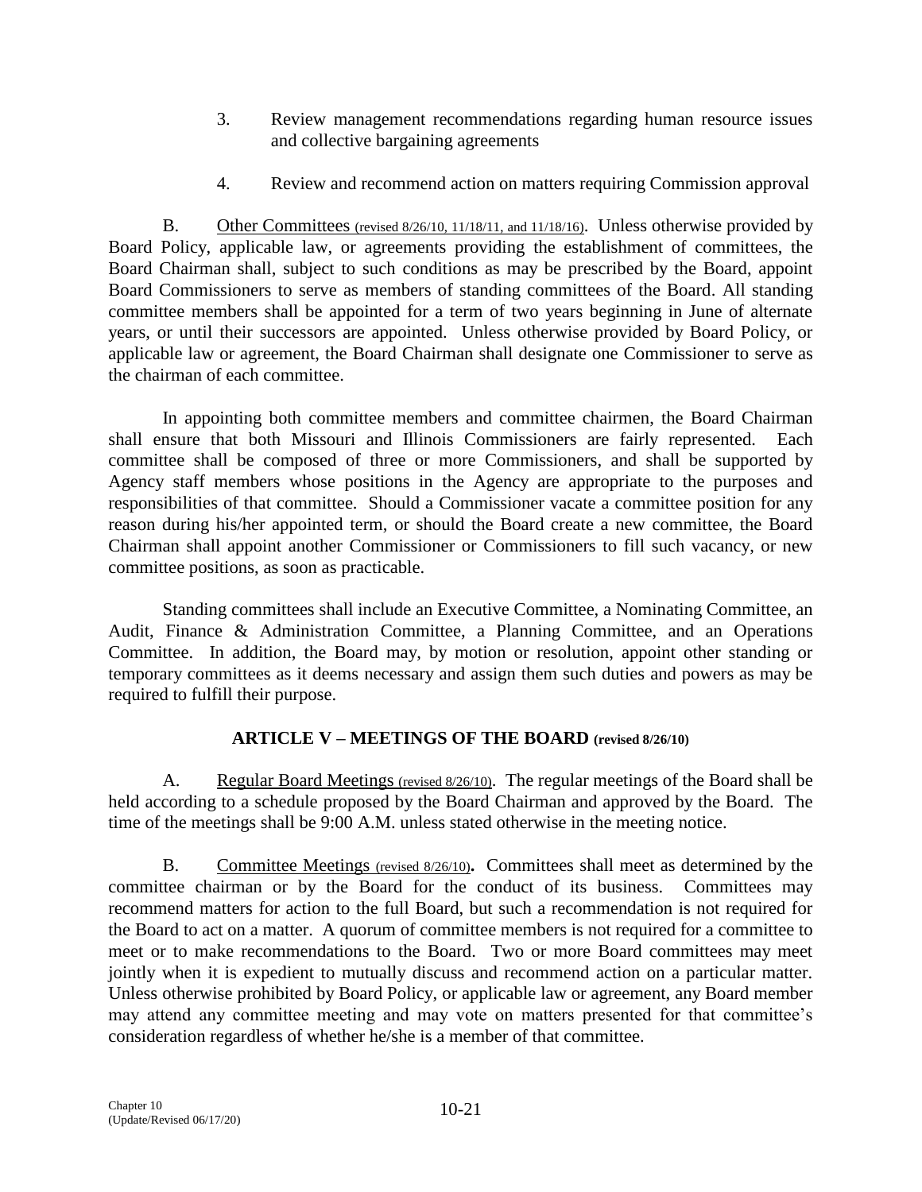3. Review management recommendations regarding human resource issues and collective bargaining agreements

4. Review and recommend action on matters requiring Commission approval

B. Other Committees (revised 8/26/10, 11/18/11, and 11/18/16). Unless otherwise provided by Board Policy, applicable law, or agreements providing the establishment of committees, the Board Chairman shall, subject to such conditions as may be prescribed by the Board, appoint Board Commissioners to serve as members of standing committees of the Board. All standing committee members shall be appointed for a term of two years beginning in June of alternate years, or until their successors are appointed. Unless otherwise provided by Board Policy, or applicable law or agreement, the Board Chairman shall designate one Commissioner to serve as the chairman of each committee.

In appointing both committee members and committee chairmen, the Board Chairman shall ensure that both Missouri and Illinois Commissioners are fairly represented. Each committee shall be composed of three or more Commissioners, and shall be supported by Agency staff members whose positions in the Agency are appropriate to the purposes and responsibilities of that committee. Should a Commissioner vacate a committee position for any reason during his/her appointed term, or should the Board create a new committee, the Board Chairman shall appoint another Commissioner or Commissioners to fill such vacancy, or new committee positions, as soon as practicable.

Standing committees shall include an Executive Committee, a Nominating Committee, an Audit, Finance & Administration Committee, a Planning Committee, and an Operations Committee. In addition, the Board may, by motion or resolution, appoint other standing or temporary committees as it deems necessary and assign them such duties and powers as may be required to fulfill their purpose.

## ARTICLE V – MEETINGS OF THE BOARD (revised 8/26/10)

A. Regular Board Meetings (revised 8/26/10). The regular meetings of the Board shall be held according to a schedule proposed by the Board Chairman and approved by the Board. The time of the meetings shall be 9:00 A.M. unless stated otherwise in the meeting notice.

B. Committee Meetings (revised 8/26/10)**.** Committees shall meet as determined by the committee chairman or by the Board for the conduct of its business. Committees may recommend matters for action to the full Board, but such a recommendation is not required for the Board to act on a matter. A quorum of committee members is not required for a committee to meet or to make recommendations to the Board. Two or more Board committees may meet jointly when it is expedient to mutually discuss and recommend action on a particular matter. Unless otherwise prohibited by Board Policy, or applicable law or agreement, any Board member may attend any committee meeting and may vote on matters presented for that committee's consideration regardless of whether he/she is a member of that committee.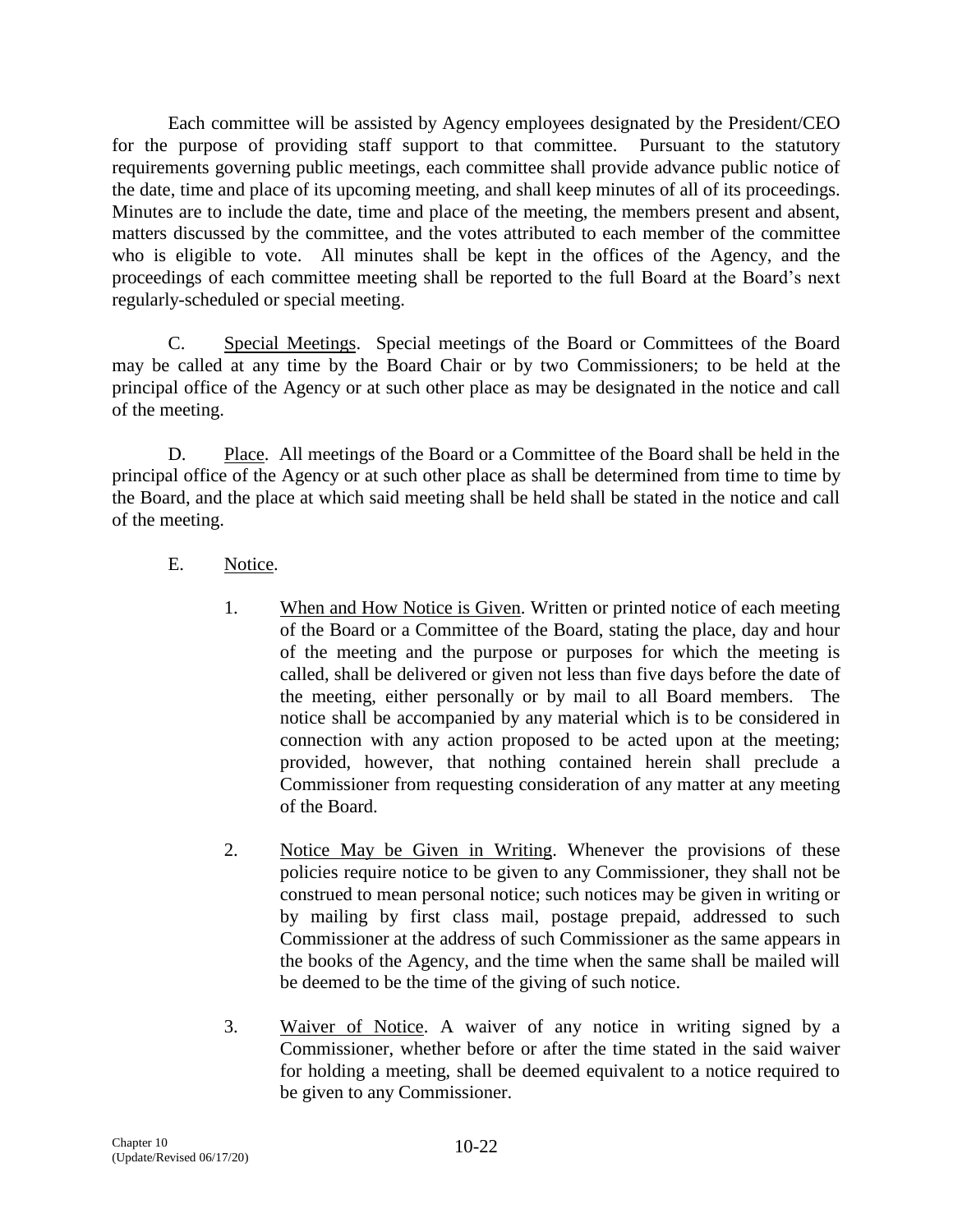Each committee will be assisted by Agency employees designated by the President/CEO for the purpose of providing staff support to that committee. Pursuant to the statutory requirements governing public meetings, each committee shall provide advance public notice of the date, time and place of its upcoming meeting, and shall keep minutes of all of its proceedings. Minutes are to include the date, time and place of the meeting, the members present and absent, matters discussed by the committee, and the votes attributed to each member of the committee who is eligible to vote. All minutes shall be kept in the offices of the Agency, and the proceedings of each committee meeting shall be reported to the full Board at the Board's next regularly-scheduled or special meeting.

C. Special Meetings. Special meetings of the Board or Committees of the Board may be called at any time by the Board Chair or by two Commissioners; to be held at the principal office of the Agency or at such other place as may be designated in the notice and call of the meeting.

D. Place. All meetings of the Board or a Committee of the Board shall be held in the principal office of the Agency or at such other place as shall be determined from time to time by the Board, and the place at which said meeting shall be held shall be stated in the notice and call of the meeting.

E. Notice.

1. When and How Notice is Given. Written or printed notice of each meeting of the Board or a Committee of the Board, stating the place, day and hour of the meeting and the purpose or purposes for which the meeting is called, shall be delivered or given not less than five days before the date of the meeting, either personally or by mail to all Board members. The notice shall be accompanied by any material which is to be considered in connection with any action proposed to be acted upon at the meeting; provided, however, that nothing contained herein shall preclude a Commissioner from requesting consideration of any matter at any meeting of the Board.

2. Notice May be Given in Writing. Whenever the provisions of these policies require notice to be given to any Commissioner, they shall not be construed to mean personal notice; such notices may be given in writing or by mailing by first class mail, postage prepaid, addressed to such Commissioner at the address of such Commissioner as the same appears in the books of the Agency, and the time when the same shall be mailed will be deemed to be the time of the giving of such notice.

3. Waiver of Notice. A waiver of any notice in writing signed by a Commissioner, whether before or after the time stated in the said waiver for holding a meeting, shall be deemed equivalent to a notice required to be given to any Commissioner.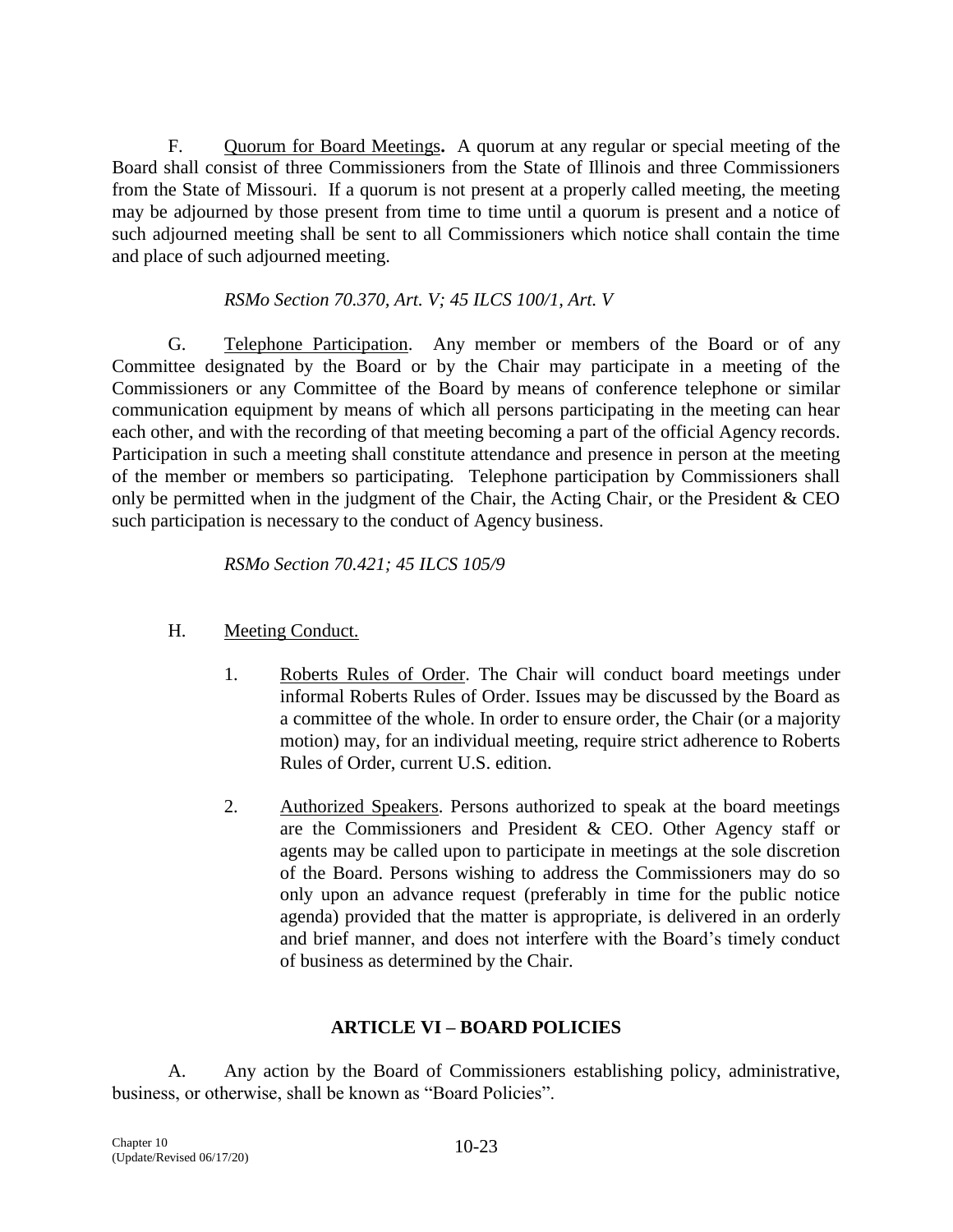F. <u>Quorum for Board Meetings</u>**.** A quorum at any regular or special meeting of the Board shall consist of three Commissioners from the State of Illinois and three Commissioners from the State of Missouri. If a quorum is not present at a properly called meeting, the meeting may be adjourned by those present from time to time until a quorum is present and a notice of such adjourned meeting shall be sent to all Commissioners which notice shall contain the time and place of such adjourned meeting.

*RSMo Section 70.370, Art. V; 45 ILCS 100/1, Art. V*

G. <u>Telephone Participation</u>. Any member or members of the Board or of any Committee designated by the Board or by the Chair may participate in a meeting of the Commissioners or any Committee of the Board by means of conference telephone or similar communication equipment by means of which all persons participating in the meeting can hear each other, and with the recording of that meeting becoming a part of the official Agency records. Participation in such a meeting shall constitute attendance and presence in person at the meeting of the member or members so participating. Telephone participation by Commissioners shall only be permitted when in the judgment of the Chair, the Acting Chair, or the President & CEO such participation is necessary to the conduct of Agency business.

*RSMo Section 70.421; 45 ILCS 105/9*

H. <u>Meeting Conduct.</u>

1. <u>Roberts Rules of Order</u>. The Chair will conduct board meetings under informal Roberts Rules of Order. Issues may be discussed by the Board as a committee of the whole. In order to ensure order, the Chair (or a majority motion) may, for an individual meeting, require strict adherence to Roberts Rules of Order, current U.S. edition.

2. <u>Authorized Speakers</u>. Persons authorized to speak at the board meetings are the Commissioners and President & CEO. Other Agency staff or agents may be called upon to participate in meetings at the sole discretion of the Board. Persons wishing to address the Commissioners may do so only upon an advance request (preferably in time for the public notice agenda) provided that the matter is appropriate, is delivered in an orderly and brief manner, and does not interfere with the Board's timely conduct of business as determined by the Chair.

## ARTICLE VI – BOARD POLICIES

A. Any action by the Board of Commissioners establishing policy, administrative, business, or otherwise, shall be known as "Board Policies".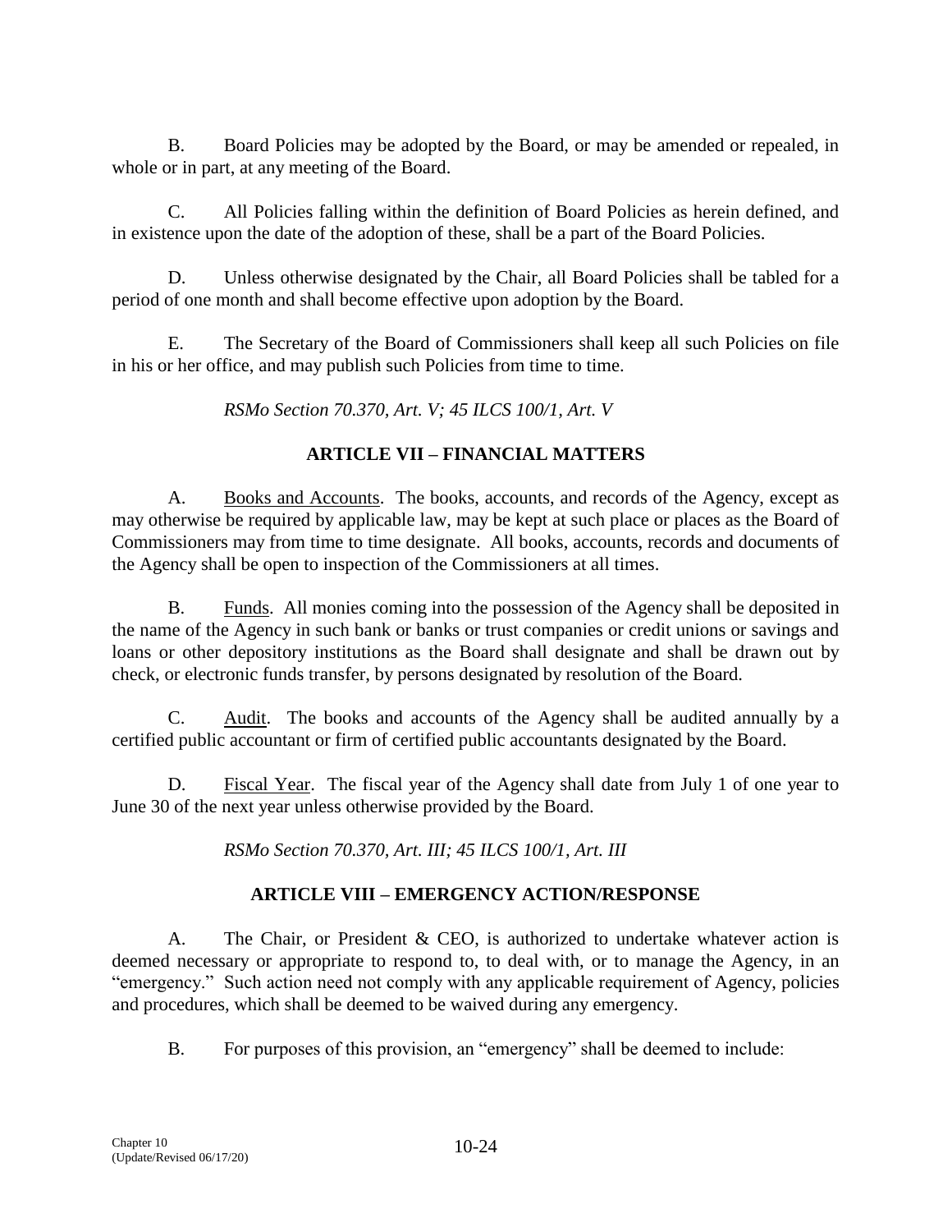B. Board Policies may be adopted by the Board, or may be amended or repealed, in whole or in part, at any meeting of the Board.

C. All Policies falling within the definition of Board Policies as herein defined, and in existence upon the date of the adoption of these, shall be a part of the Board Policies.

D. Unless otherwise designated by the Chair, all Board Policies shall be tabled for a period of one month and shall become effective upon adoption by the Board.

E. The Secretary of the Board of Commissioners shall keep all such Policies on file in his or her office, and may publish such Policies from time to time.

*RSMo Section 70.370, Art. V; 45 ILCS 100/1, Art. V*

## ARTICLE VII – FINANCIAL MATTERS

A. Books and Accounts. The books, accounts, and records of the Agency, except as may otherwise be required by applicable law, may be kept at such place or places as the Board of Commissioners may from time to time designate. All books, accounts, records and documents of the Agency shall be open to inspection of the Commissioners at all times.

B. Funds. All monies coming into the possession of the Agency shall be deposited in the name of the Agency in such bank or banks or trust companies or credit unions or savings and loans or other depository institutions as the Board shall designate and shall be drawn out by check, or electronic funds transfer, by persons designated by resolution of the Board.

C. Audit. The books and accounts of the Agency shall be audited annually by a certified public accountant or firm of certified public accountants designated by the Board.

D. Fiscal Year. The fiscal year of the Agency shall date from July 1 of one year to June 30 of the next year unless otherwise provided by the Board.

*RSMo Section 70.370, Art. III; 45 ILCS 100/1, Art. III*

## ARTICLE VIII – EMERGENCY ACTION/RESPONSE

A. The Chair, or President & CEO, is authorized to undertake whatever action is deemed necessary or appropriate to respond to, to deal with, or to manage the Agency, in an "emergency." Such action need not comply with any applicable requirement of Agency, policies and procedures, which shall be deemed to be waived during any emergency.

B. For purposes of this provision, an "emergency" shall be deemed to include: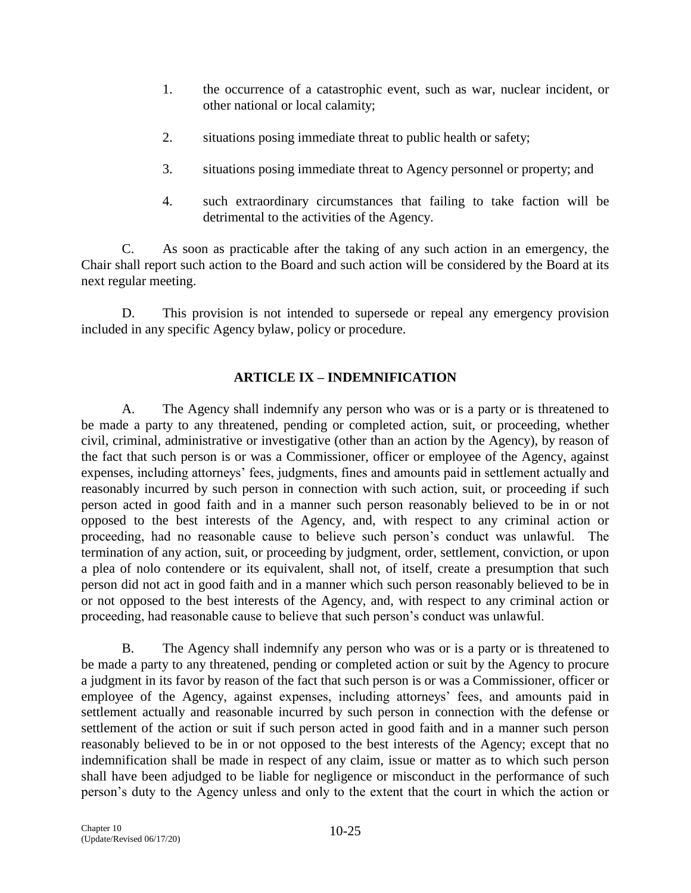1. the occurrence of a catastrophic event, such as war, nuclear incident, or other national or local calamity;

2. situations posing immediate threat to public health or safety;

3. situations posing immediate threat to Agency personnel or property; and

4. such extraordinary circumstances that failing to take faction will be detrimental to the activities of the Agency.

C. As soon as practicable after the taking of any such action in an emergency, the Chair shall report such action to the Board and such action will be considered by the Board at its next regular meeting.

D. This provision is not intended to supersede or repeal any emergency provision included in any specific Agency bylaw, policy or procedure.

## ARTICLE IX – INDEMNIFICATION

A. The Agency shall indemnify any person who was or is a party or is threatened to be made a party to any threatened, pending or completed action, suit, or proceeding, whether civil, criminal, administrative or investigative (other than an action by the Agency), by reason of the fact that such person is or was a Commissioner, officer or employee of the Agency, against expenses, including attorneys' fees, judgments, fines and amounts paid in settlement actually and reasonably incurred by such person in connection with such action, suit, or proceeding if such person acted in good faith and in a manner such person reasonably believed to be in or not opposed to the best interests of the Agency, and, with respect to any criminal action or proceeding, had no reasonable cause to believe such person's conduct was unlawful. The termination of any action, suit, or proceeding by judgment, order, settlement, conviction, or upon a plea of nolo contendere or its equivalent, shall not, of itself, create a presumption that such person did not act in good faith and in a manner which such person reasonably believed to be in or not opposed to the best interests of the Agency, and, with respect to any criminal action or proceeding, had reasonable cause to believe that such person's conduct was unlawful.

B. The Agency shall indemnify any person who was or is a party or is threatened to be made a party to any threatened, pending or completed action or suit by the Agency to procure a judgment in its favor by reason of the fact that such person is or was a Commissioner, officer or employee of the Agency, against expenses, including attorneys' fees, and amounts paid in settlement actually and reasonable incurred by such person in connection with the defense or settlement of the action or suit if such person acted in good faith and in a manner such person reasonably believed to be in or not opposed to the best interests of the Agency; except that no indemnification shall be made in respect of any claim, issue or matter as to which such person shall have been adjudged to be liable for negligence or misconduct in the performance of such person's duty to the Agency unless and only to the extent that the court in which the action or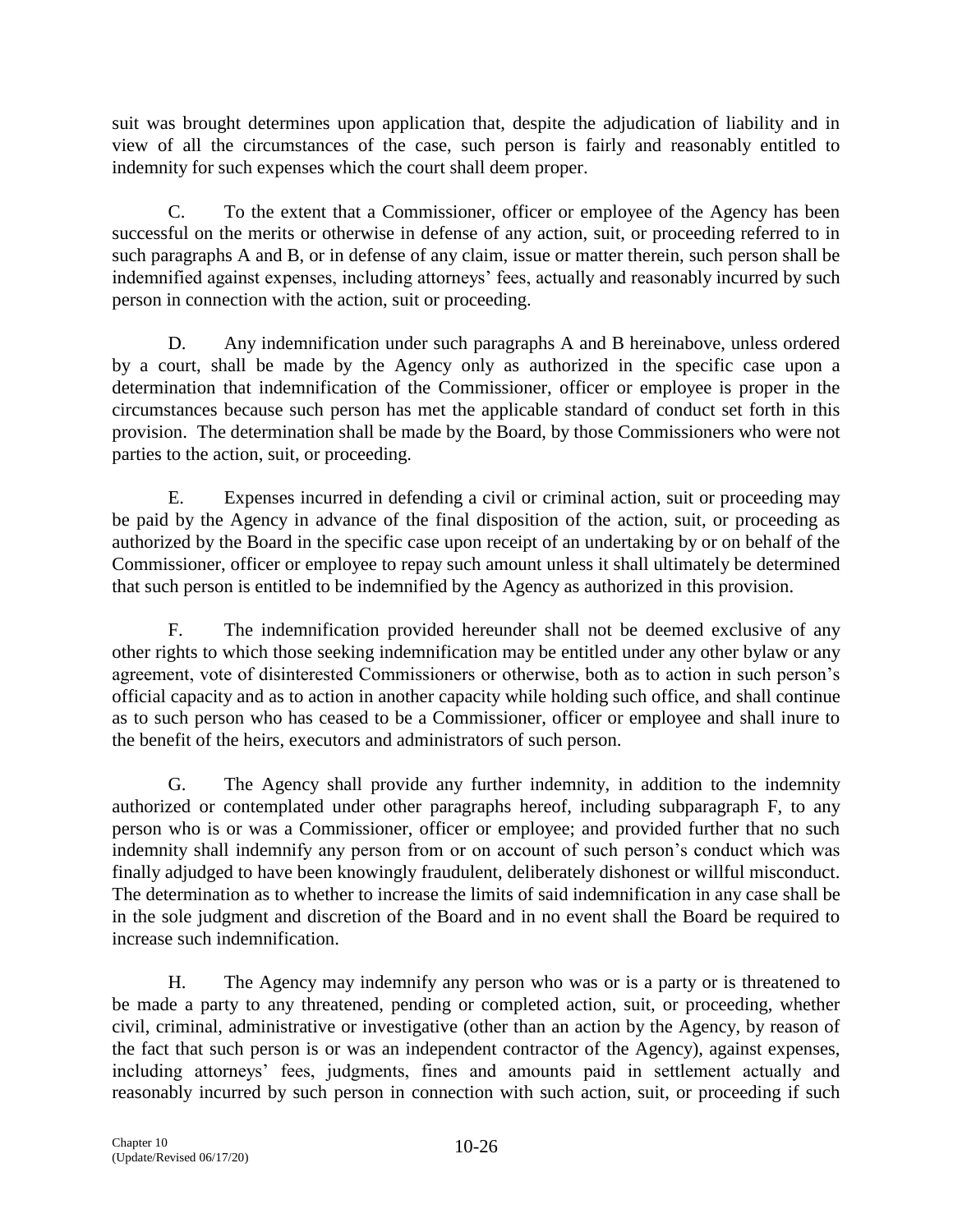suit was brought determines upon application that, despite the adjudication of liability and in view of all the circumstances of the case, such person is fairly and reasonably entitled to indemnity for such expenses which the court shall deem proper.

C. To the extent that a Commissioner, officer or employee of the Agency has been successful on the merits or otherwise in defense of any action, suit, or proceeding referred to in such paragraphs A and B, or in defense of any claim, issue or matter therein, such person shall be indemnified against expenses, including attorneys' fees, actually and reasonably incurred by such person in connection with the action, suit or proceeding.

D. Any indemnification under such paragraphs A and B hereinabove, unless ordered by a court, shall be made by the Agency only as authorized in the specific case upon a determination that indemnification of the Commissioner, officer or employee is proper in the circumstances because such person has met the applicable standard of conduct set forth in this provision. The determination shall be made by the Board, by those Commissioners who were not parties to the action, suit, or proceeding.

E. Expenses incurred in defending a civil or criminal action, suit or proceeding may be paid by the Agency in advance of the final disposition of the action, suit, or proceeding as authorized by the Board in the specific case upon receipt of an undertaking by or on behalf of the Commissioner, officer or employee to repay such amount unless it shall ultimately be determined that such person is entitled to be indemnified by the Agency as authorized in this provision.

F. The indemnification provided hereunder shall not be deemed exclusive of any other rights to which those seeking indemnification may be entitled under any other bylaw or any agreement, vote of disinterested Commissioners or otherwise, both as to action in such person's official capacity and as to action in another capacity while holding such office, and shall continue as to such person who has ceased to be a Commissioner, officer or employee and shall inure to the benefit of the heirs, executors and administrators of such person.

G. The Agency shall provide any further indemnity, in addition to the indemnity authorized or contemplated under other paragraphs hereof, including subparagraph F, to any person who is or was a Commissioner, officer or employee; and provided further that no such indemnity shall indemnify any person from or on account of such person's conduct which was finally adjudged to have been knowingly fraudulent, deliberately dishonest or willful misconduct. The determination as to whether to increase the limits of said indemnification in any case shall be in the sole judgment and discretion of the Board and in no event shall the Board be required to increase such indemnification.

H. The Agency may indemnify any person who was or is a party or is threatened to be made a party to any threatened, pending or completed action, suit, or proceeding, whether civil, criminal, administrative or investigative (other than an action by the Agency, by reason of the fact that such person is or was an independent contractor of the Agency), against expenses, including attorneys' fees, judgments, fines and amounts paid in settlement actually and reasonably incurred by such person in connection with such action, suit, or proceeding if such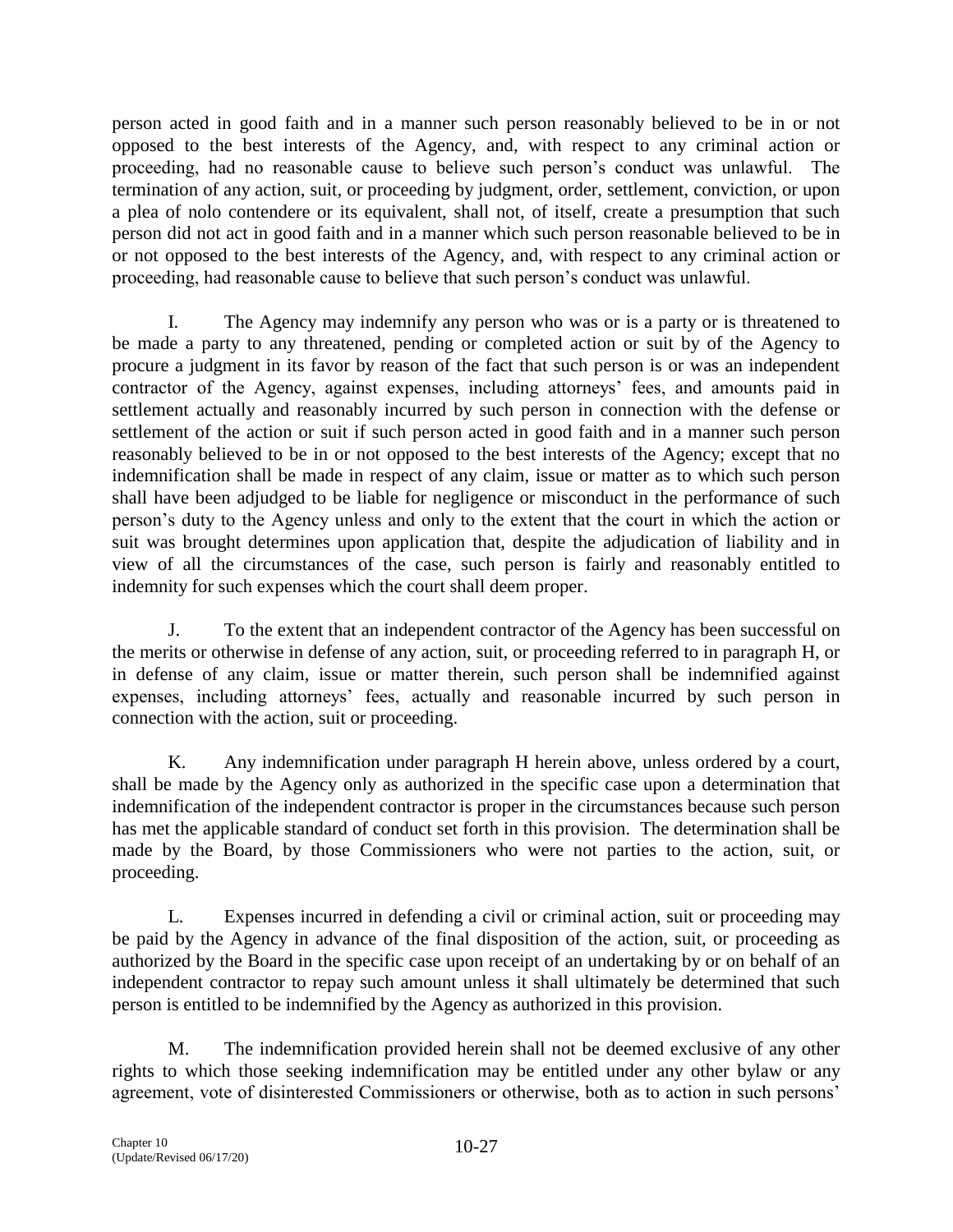person acted in good faith and in a manner such person reasonably believed to be in or not opposed to the best interests of the Agency, and, with respect to any criminal action or proceeding, had no reasonable cause to believe such person's conduct was unlawful. The termination of any action, suit, or proceeding by judgment, order, settlement, conviction, or upon a plea of nolo contendere or its equivalent, shall not, of itself, create a presumption that such person did not act in good faith and in a manner which such person reasonable believed to be in or not opposed to the best interests of the Agency, and, with respect to any criminal action or proceeding, had reasonable cause to believe that such person's conduct was unlawful.

I. The Agency may indemnify any person who was or is a party or is threatened to be made a party to any threatened, pending or completed action or suit by of the Agency to procure a judgment in its favor by reason of the fact that such person is or was an independent contractor of the Agency, against expenses, including attorneys' fees, and amounts paid in settlement actually and reasonably incurred by such person in connection with the defense or settlement of the action or suit if such person acted in good faith and in a manner such person reasonably believed to be in or not opposed to the best interests of the Agency; except that no indemnification shall be made in respect of any claim, issue or matter as to which such person shall have been adjudged to be liable for negligence or misconduct in the performance of such person's duty to the Agency unless and only to the extent that the court in which the action or suit was brought determines upon application that, despite the adjudication of liability and in view of all the circumstances of the case, such person is fairly and reasonably entitled to indemnity for such expenses which the court shall deem proper.

J. To the extent that an independent contractor of the Agency has been successful on the merits or otherwise in defense of any action, suit, or proceeding referred to in paragraph H, or in defense of any claim, issue or matter therein, such person shall be indemnified against expenses, including attorneys' fees, actually and reasonable incurred by such person in connection with the action, suit or proceeding.

K. Any indemnification under paragraph H herein above, unless ordered by a court, shall be made by the Agency only as authorized in the specific case upon a determination that indemnification of the independent contractor is proper in the circumstances because such person has met the applicable standard of conduct set forth in this provision. The determination shall be made by the Board, by those Commissioners who were not parties to the action, suit, or proceeding.

L. Expenses incurred in defending a civil or criminal action, suit or proceeding may be paid by the Agency in advance of the final disposition of the action, suit, or proceeding as authorized by the Board in the specific case upon receipt of an undertaking by or on behalf of an independent contractor to repay such amount unless it shall ultimately be determined that such person is entitled to be indemnified by the Agency as authorized in this provision.

M. The indemnification provided herein shall not be deemed exclusive of any other rights to which those seeking indemnification may be entitled under any other bylaw or any agreement, vote of disinterested Commissioners or otherwise, both as to action in such persons'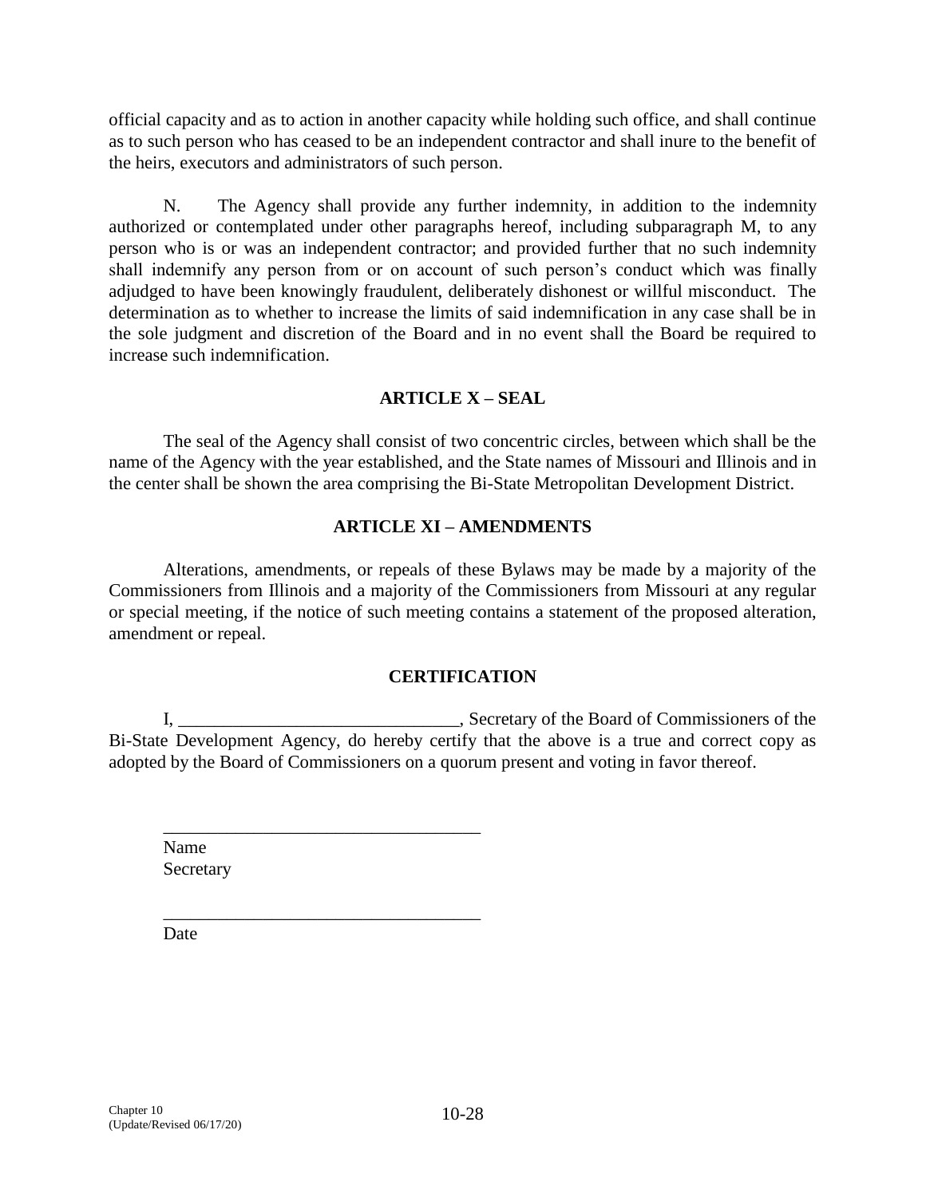official capacity and as to action in another capacity while holding such office, and shall continue as to such person who has ceased to be an independent contractor and shall inure to the benefit of the heirs, executors and administrators of such person.

N. The Agency shall provide any further indemnity, in addition to the indemnity authorized or contemplated under other paragraphs hereof, including subparagraph M, to any person who is or was an independent contractor; and provided further that no such indemnity shall indemnify any person from or on account of such person's conduct which was finally adjudged to have been knowingly fraudulent, deliberately dishonest or willful misconduct. The determination as to whether to increase the limits of said indemnification in any case shall be in the sole judgment and discretion of the Board and in no event shall the Board be required to increase such indemnification.

## ARTICLE X – SEAL

The seal of the Agency shall consist of two concentric circles, between which shall be the name of the Agency with the year established, and the State names of Missouri and Illinois and in the center shall be shown the area comprising the Bi-State Metropolitan Development District.

## ARTICLE XI – AMENDMENTS

Alterations, amendments, or repeals of these Bylaws may be made by a majority of the Commissioners from Illinois and a majority of the Commissioners from Missouri at any regular or special meeting, if the notice of such meeting contains a statement of the proposed alteration, amendment or repeal.

## CERTIFICATION

I, _______________________________, Secretary of the Board of Commissioners of the Bi-State Development Agency, do hereby certify that the above is a true and correct copy as adopted by the Board of Commissioners on a quorum present and voting in favor thereof.

___________________________________
Name
Secretary

___________________________________
Date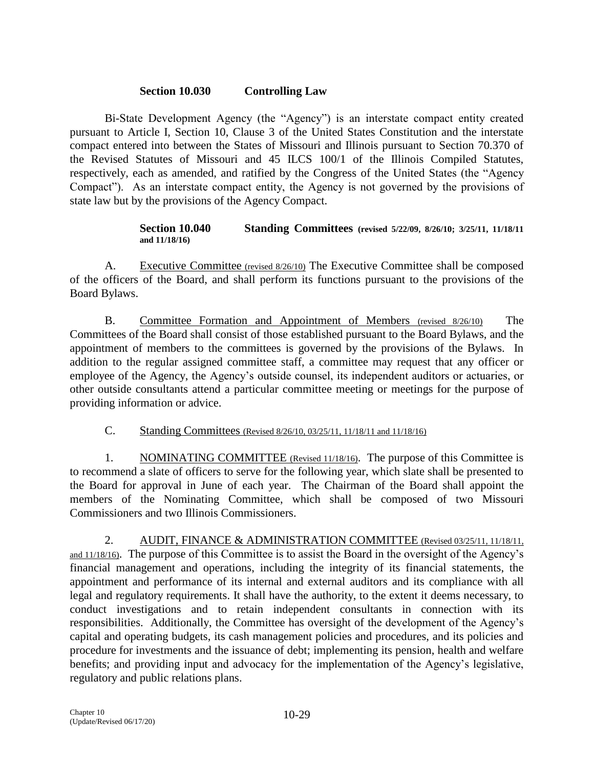**Section 10.030 Controlling Law**

Bi-State Development Agency (the "Agency") is an interstate compact entity created pursuant to Article I, Section 10, Clause 3 of the United States Constitution and the interstate compact entered into between the States of Missouri and Illinois pursuant to Section 70.370 of the Revised Statutes of Missouri and 45 ILCS 100/1 of the Illinois Compiled Statutes, respectively, each as amended, and ratified by the Congress of the United States (the "Agency Compact"). As an interstate compact entity, the Agency is not governed by the provisions of state law but by the provisions of the Agency Compact.

**Section 10.040 Standing Committees (revised 5/22/09, 8/26/10; 3/25/11, 11/18/11 and 11/18/16)**

A. Executive Committee (revised 8/26/10) The Executive Committee shall be composed of the officers of the Board, and shall perform its functions pursuant to the provisions of the Board Bylaws.

B. Committee Formation and Appointment of Members (revised 8/26/10) The Committees of the Board shall consist of those established pursuant to the Board Bylaws, and the appointment of members to the committees is governed by the provisions of the Bylaws. In addition to the regular assigned committee staff, a committee may request that any officer or employee of the Agency, the Agency's outside counsel, its independent auditors or actuaries, or other outside consultants attend a particular committee meeting or meetings for the purpose of providing information or advice.

C. Standing Committees (Revised 8/26/10, 03/25/11, 11/18/11 and 11/18/16)

1. NOMINATING COMMITTEE (Revised 11/18/16). The purpose of this Committee is to recommend a slate of officers to serve for the following year, which slate shall be presented to the Board for approval in June of each year. The Chairman of the Board shall appoint the members of the Nominating Committee, which shall be composed of two Missouri Commissioners and two Illinois Commissioners.

2. AUDIT, FINANCE & ADMINISTRATION COMMITTEE (Revised 03/25/11, 11/18/11, and 11/18/16). The purpose of this Committee is to assist the Board in the oversight of the Agency's financial management and operations, including the integrity of its financial statements, the appointment and performance of its internal and external auditors and its compliance with all legal and regulatory requirements. It shall have the authority, to the extent it deems necessary, to conduct investigations and to retain independent consultants in connection with its responsibilities. Additionally, the Committee has oversight of the development of the Agency's capital and operating budgets, its cash management policies and procedures, and its policies and procedure for investments and the issuance of debt; implementing its pension, health and welfare benefits; and providing input and advocacy for the implementation of the Agency's legislative, regulatory and public relations plans.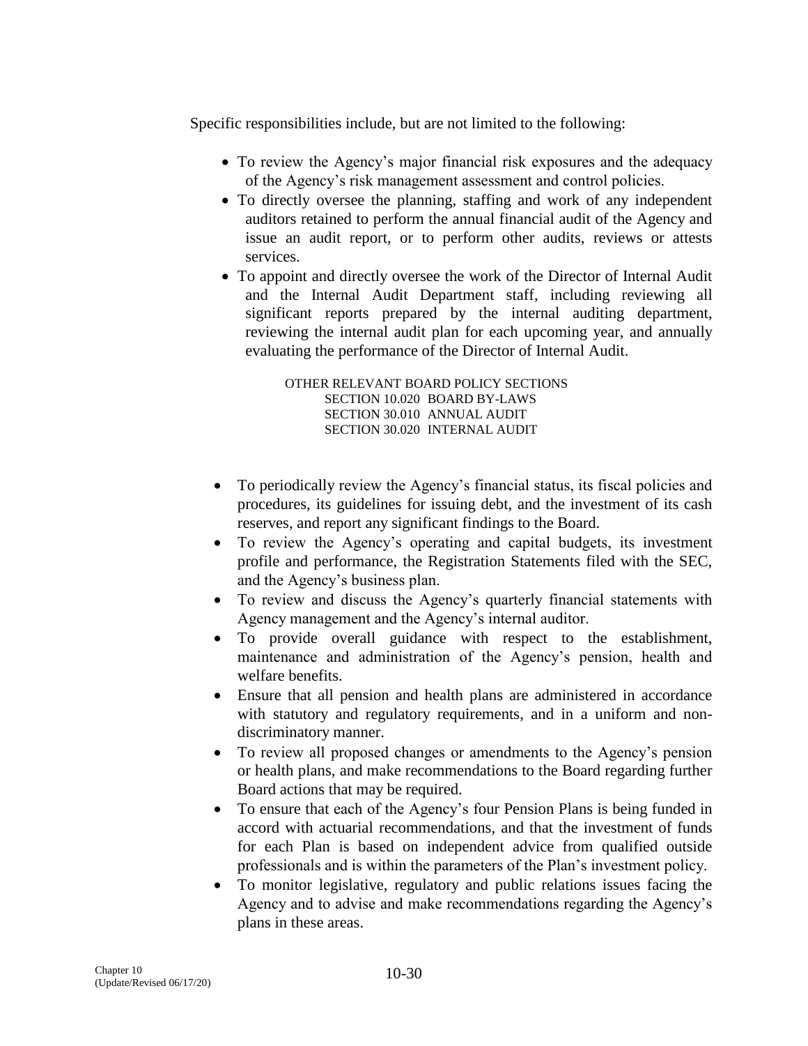Specific responsibilities include, but are not limited to the following:

- To review the Agency's major financial risk exposures and the adequacy of the Agency's risk management assessment and control policies.
- To directly oversee the planning, staffing and work of any independent auditors retained to perform the annual financial audit of the Agency and issue an audit report, or to perform other audits, reviews or attests services.
- To appoint and directly oversee the work of the Director of Internal Audit and the Internal Audit Department staff, including reviewing all significant reports prepared by the internal auditing department, reviewing the internal audit plan for each upcoming year, and annually evaluating the performance of the Director of Internal Audit.

OTHER RELEVANT BOARD POLICY SECTIONS
SECTION 10.020 BOARD BY-LAWS
SECTION 30.010 ANNUAL AUDIT
SECTION 30.020 INTERNAL AUDIT

- To periodically review the Agency's financial status, its fiscal policies and procedures, its guidelines for issuing debt, and the investment of its cash reserves, and report any significant findings to the Board.
- To review the Agency's operating and capital budgets, its investment profile and performance, the Registration Statements filed with the SEC, and the Agency's business plan.
- To review and discuss the Agency's quarterly financial statements with Agency management and the Agency's internal auditor.
- To provide overall guidance with respect to the establishment, maintenance and administration of the Agency's pension, health and welfare benefits.
- Ensure that all pension and health plans are administered in accordance with statutory and regulatory requirements, and in a uniform and non-discriminatory manner.
- To review all proposed changes or amendments to the Agency's pension or health plans, and make recommendations to the Board regarding further Board actions that may be required.
- To ensure that each of the Agency's four Pension Plans is being funded in accord with actuarial recommendations, and that the investment of funds for each Plan is based on independent advice from qualified outside professionals and is within the parameters of the Plan's investment policy.
- To monitor legislative, regulatory and public relations issues facing the Agency and to advise and make recommendations regarding the Agency's plans in these areas.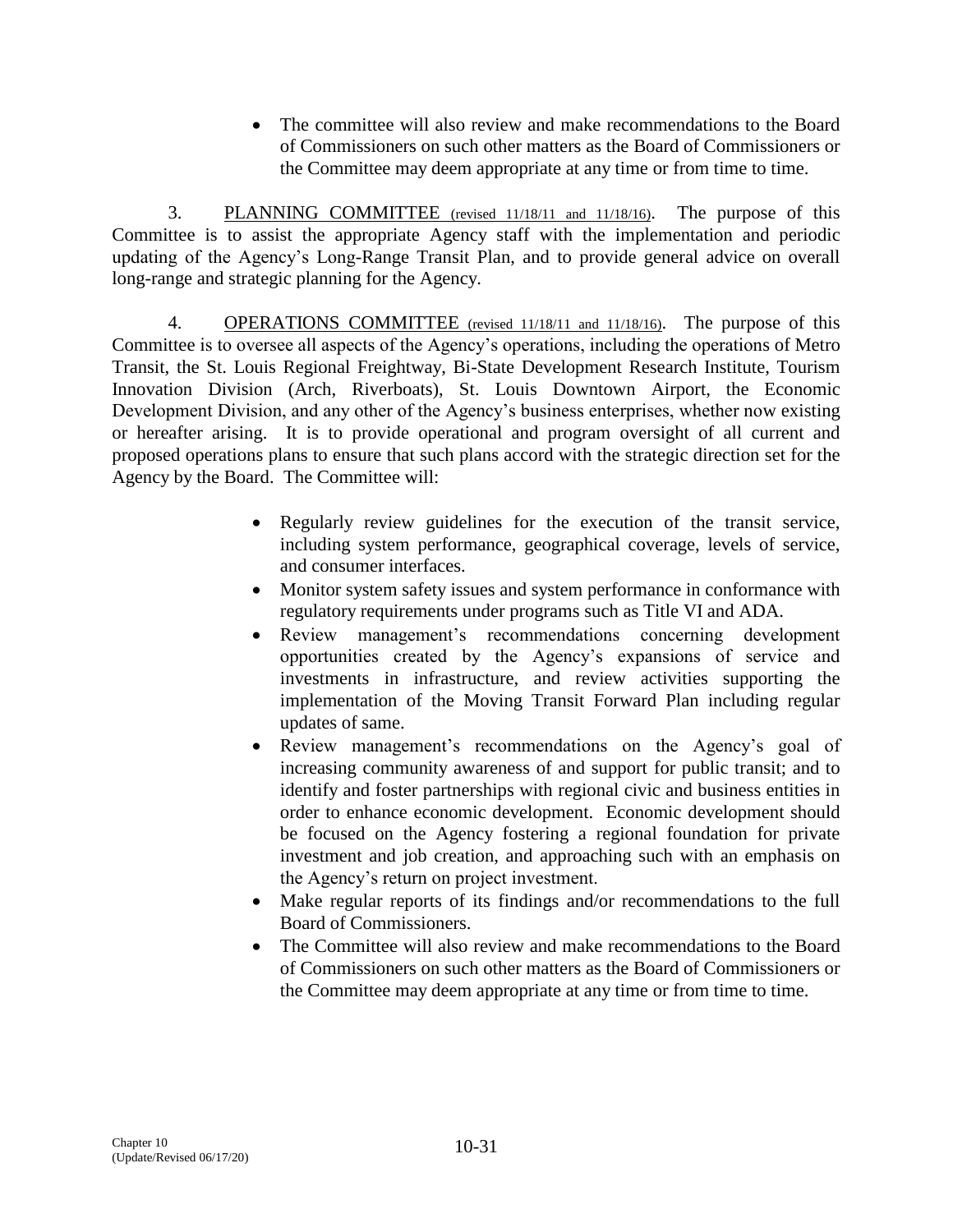- The committee will also review and make recommendations to the Board of Commissioners on such other matters as the Board of Commissioners or the Committee may deem appropriate at any time or from time to time.

3. PLANNING COMMITTEE (revised 11/18/11 and 11/18/16). The purpose of this Committee is to assist the appropriate Agency staff with the implementation and periodic updating of the Agency's Long-Range Transit Plan, and to provide general advice on overall long-range and strategic planning for the Agency.

4. OPERATIONS COMMITTEE (revised 11/18/11 and 11/18/16). The purpose of this Committee is to oversee all aspects of the Agency's operations, including the operations of Metro Transit, the St. Louis Regional Freightway, Bi-State Development Research Institute, Tourism Innovation Division (Arch, Riverboats), St. Louis Downtown Airport, the Economic Development Division, and any other of the Agency's business enterprises, whether now existing or hereafter arising. It is to provide operational and program oversight of all current and proposed operations plans to ensure that such plans accord with the strategic direction set for the Agency by the Board. The Committee will:

- Regularly review guidelines for the execution of the transit service, including system performance, geographical coverage, levels of service, and consumer interfaces.
- Monitor system safety issues and system performance in conformance with regulatory requirements under programs such as Title VI and ADA.
- Review management's recommendations concerning development opportunities created by the Agency's expansions of service and investments in infrastructure, and review activities supporting the implementation of the Moving Transit Forward Plan including regular updates of same.
- Review management's recommendations on the Agency's goal of increasing community awareness of and support for public transit; and to identify and foster partnerships with regional civic and business entities in order to enhance economic development. Economic development should be focused on the Agency fostering a regional foundation for private investment and job creation, and approaching such with an emphasis on the Agency's return on project investment.
- Make regular reports of its findings and/or recommendations to the full Board of Commissioners.
- The Committee will also review and make recommendations to the Board of Commissioners on such other matters as the Board of Commissioners or the Committee may deem appropriate at any time or from time to time.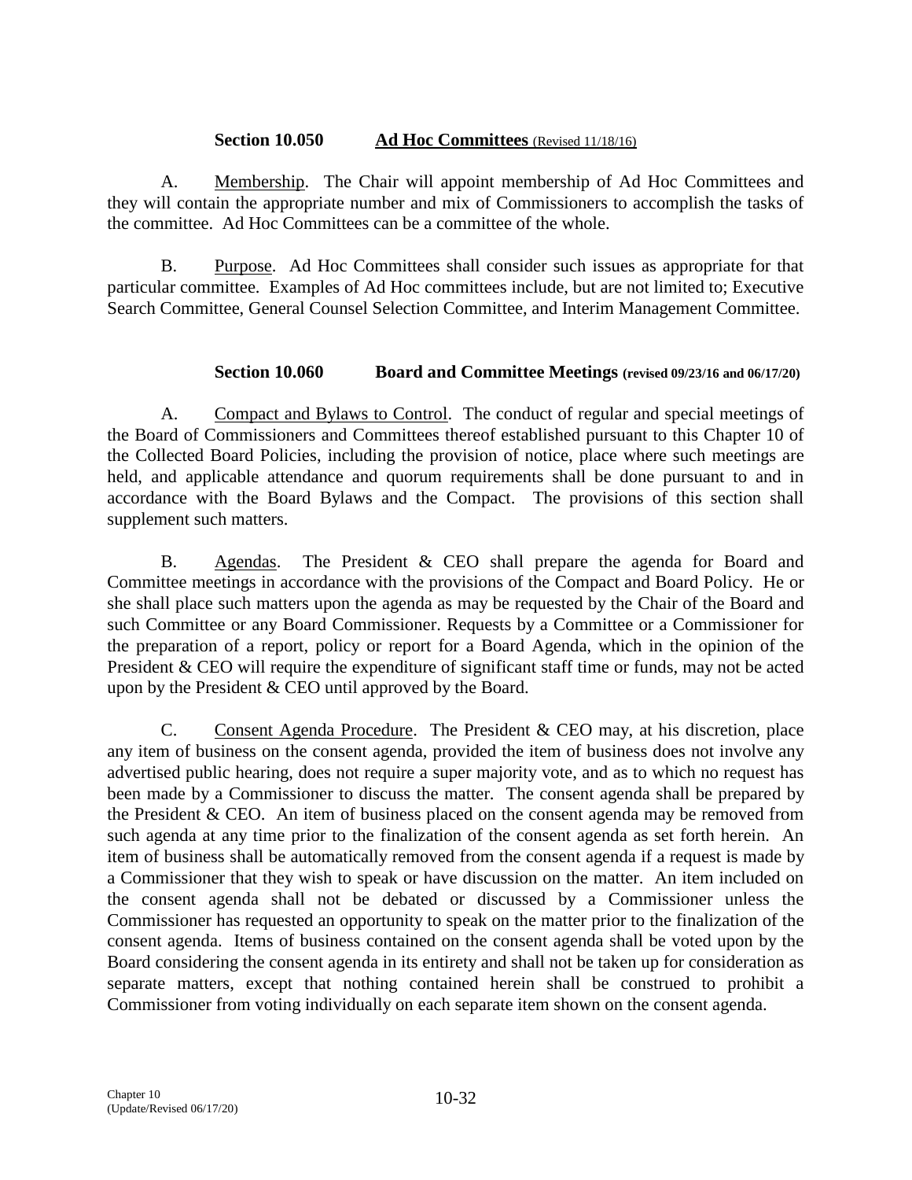### Section 10.050 Ad Hoc Committees (Revised 11/18/16)

A. Membership. The Chair will appoint membership of Ad Hoc Committees and they will contain the appropriate number and mix of Commissioners to accomplish the tasks of the committee. Ad Hoc Committees can be a committee of the whole.

B. Purpose. Ad Hoc Committees shall consider such issues as appropriate for that particular committee. Examples of Ad Hoc committees include, but are not limited to; Executive Search Committee, General Counsel Selection Committee, and Interim Management Committee.

### Section 10.060 Board and Committee Meetings (revised 09/23/16 and 06/17/20)

A. Compact and Bylaws to Control. The conduct of regular and special meetings of the Board of Commissioners and Committees thereof established pursuant to this Chapter 10 of the Collected Board Policies, including the provision of notice, place where such meetings are held, and applicable attendance and quorum requirements shall be done pursuant to and in accordance with the Board Bylaws and the Compact. The provisions of this section shall supplement such matters.

B. Agendas. The President & CEO shall prepare the agenda for Board and Committee meetings in accordance with the provisions of the Compact and Board Policy. He or she shall place such matters upon the agenda as may be requested by the Chair of the Board and such Committee or any Board Commissioner. Requests by a Committee or a Commissioner for the preparation of a report, policy or report for a Board Agenda, which in the opinion of the President & CEO will require the expenditure of significant staff time or funds, may not be acted upon by the President & CEO until approved by the Board.

C. Consent Agenda Procedure. The President & CEO may, at his discretion, place any item of business on the consent agenda, provided the item of business does not involve any advertised public hearing, does not require a super majority vote, and as to which no request has been made by a Commissioner to discuss the matter. The consent agenda shall be prepared by the President & CEO. An item of business placed on the consent agenda may be removed from such agenda at any time prior to the finalization of the consent agenda as set forth herein. An item of business shall be automatically removed from the consent agenda if a request is made by a Commissioner that they wish to speak or have discussion on the matter. An item included on the consent agenda shall not be debated or discussed by a Commissioner unless the Commissioner has requested an opportunity to speak on the matter prior to the finalization of the consent agenda. Items of business contained on the consent agenda shall be voted upon by the Board considering the consent agenda in its entirety and shall not be taken up for consideration as separate matters, except that nothing contained herein shall be construed to prohibit a Commissioner from voting individually on each separate item shown on the consent agenda.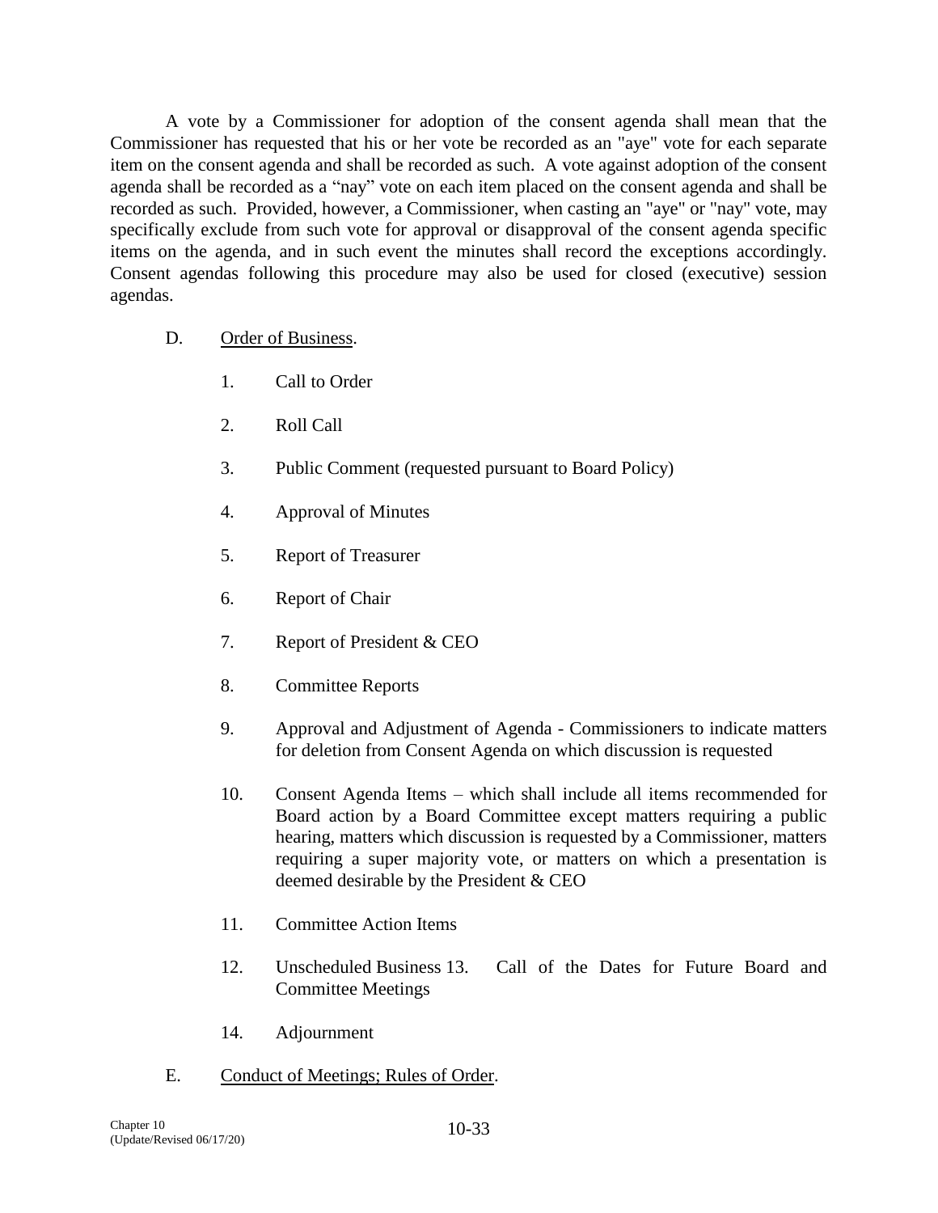A vote by a Commissioner for adoption of the consent agenda shall mean that the Commissioner has requested that his or her vote be recorded as an "aye" vote for each separate item on the consent agenda and shall be recorded as such. A vote against adoption of the consent agenda shall be recorded as a "nay" vote on each item placed on the consent agenda and shall be recorded as such. Provided, however, a Commissioner, when casting an "aye" or "nay" vote, may specifically exclude from such vote for approval or disapproval of the consent agenda specific items on the agenda, and in such event the minutes shall record the exceptions accordingly. Consent agendas following this procedure may also be used for closed (executive) session agendas.

D. Order of Business.

1. Call to Order
2. Roll Call
3. Public Comment (requested pursuant to Board Policy)
4. Approval of Minutes
5. Report of Treasurer
6. Report of Chair
7. Report of President & CEO
8. Committee Reports
9. Approval and Adjustment of Agenda - Commissioners to indicate matters for deletion from Consent Agenda on which discussion is requested
10. Consent Agenda Items – which shall include all items recommended for Board action by a Board Committee except matters requiring a public hearing, matters which discussion is requested by a Commissioner, matters requiring a super majority vote, or matters on which a presentation is deemed desirable by the President & CEO
11. Committee Action Items
12. Unscheduled Business 13. Call of the Dates for Future Board and Committee Meetings
14. Adjournment

E. Conduct of Meetings; Rules of Order.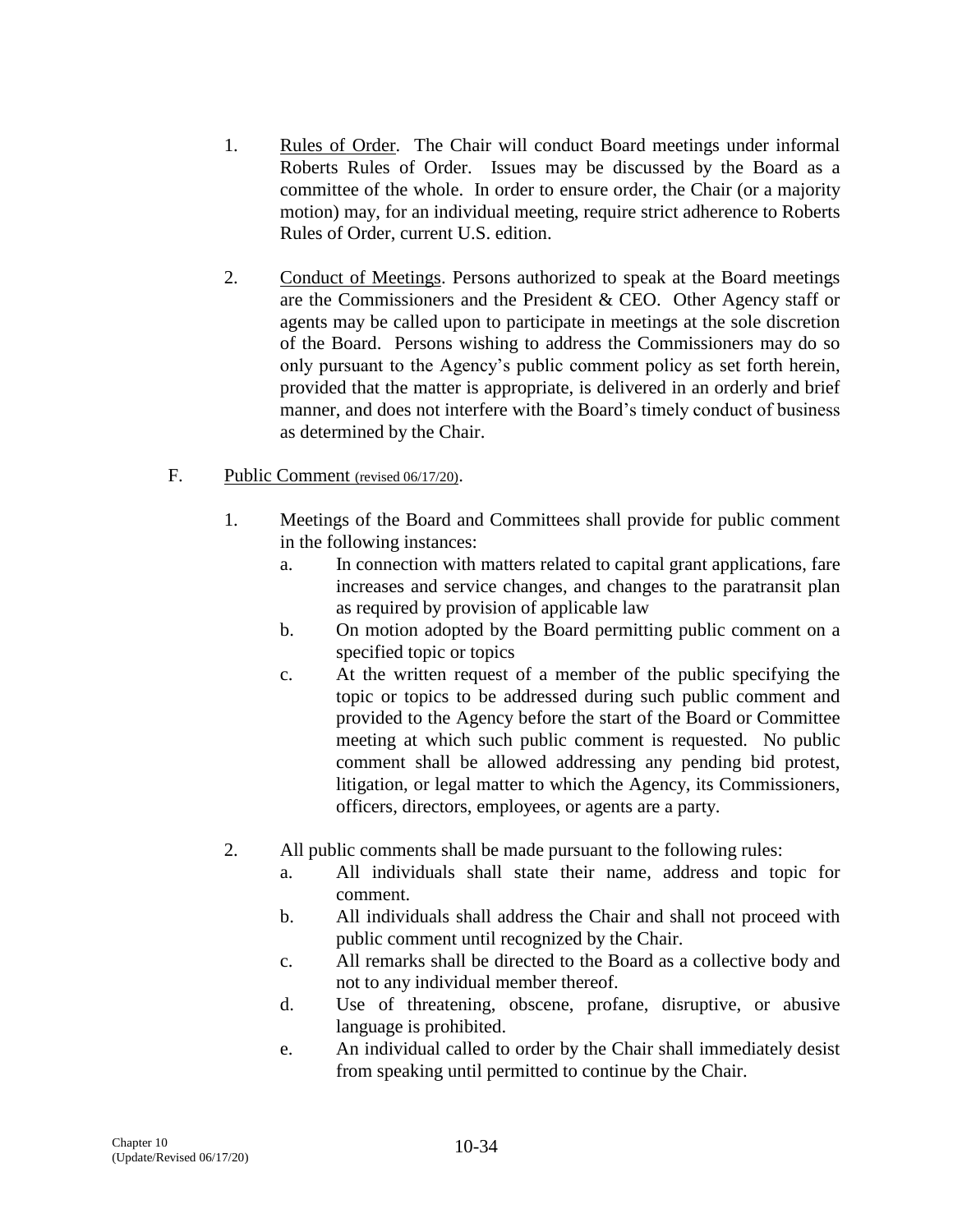1. Rules of Order. The Chair will conduct Board meetings under informal Roberts Rules of Order. Issues may be discussed by the Board as a committee of the whole. In order to ensure order, the Chair (or a majority motion) may, for an individual meeting, require strict adherence to Roberts Rules of Order, current U.S. edition.

2. Conduct of Meetings. Persons authorized to speak at the Board meetings are the Commissioners and the President & CEO. Other Agency staff or agents may be called upon to participate in meetings at the sole discretion of the Board. Persons wishing to address the Commissioners may do so only pursuant to the Agency's public comment policy as set forth herein, provided that the matter is appropriate, is delivered in an orderly and brief manner, and does not interfere with the Board's timely conduct of business as determined by the Chair.

F. Public Comment (revised 06/17/20).

1. Meetings of the Board and Committees shall provide for public comment in the following instances:
   a. In connection with matters related to capital grant applications, fare increases and service changes, and changes to the paratransit plan as required by provision of applicable law
   b. On motion adopted by the Board permitting public comment on a specified topic or topics
   c. At the written request of a member of the public specifying the topic or topics to be addressed during such public comment and provided to the Agency before the start of the Board or Committee meeting at which such public comment is requested. No public comment shall be allowed addressing any pending bid protest, litigation, or legal matter to which the Agency, its Commissioners, officers, directors, employees, or agents are a party.

2. All public comments shall be made pursuant to the following rules:
   a. All individuals shall state their name, address and topic for comment.
   b. All individuals shall address the Chair and shall not proceed with public comment until recognized by the Chair.
   c. All remarks shall be directed to the Board as a collective body and not to any individual member thereof.
   d. Use of threatening, obscene, profane, disruptive, or abusive language is prohibited.
   e. An individual called to order by the Chair shall immediately desist from speaking until permitted to continue by the Chair.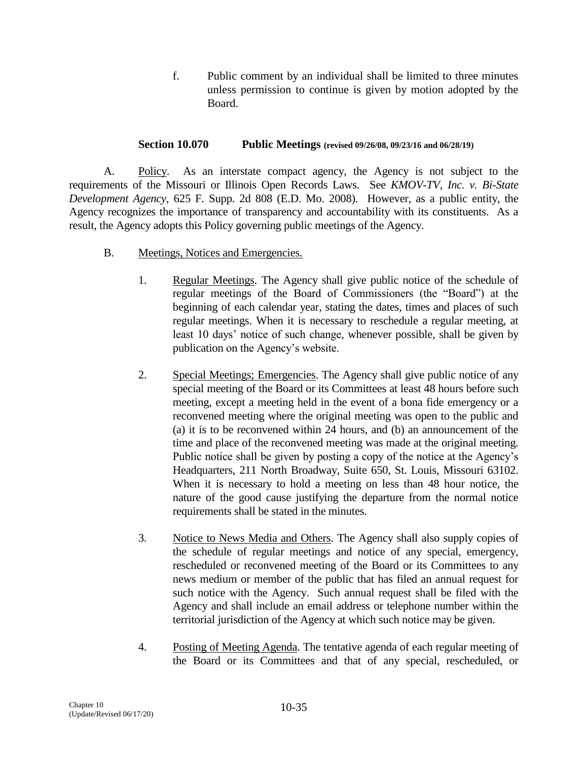f. Public comment by an individual shall be limited to three minutes unless permission to continue is given by motion adopted by the Board.

### Section 10.070 Public Meetings (revised 09/26/08, 09/23/16 and 06/28/19)

A. Policy. As an interstate compact agency, the Agency is not subject to the requirements of the Missouri or Illinois Open Records Laws. See *KMOV-TV, Inc. v. Bi-State Development Agency*, 625 F. Supp. 2d 808 (E.D. Mo. 2008). However, as a public entity, the Agency recognizes the importance of transparency and accountability with its constituents. As a result, the Agency adopts this Policy governing public meetings of the Agency.

B. Meetings, Notices and Emergencies.

1. Regular Meetings. The Agency shall give public notice of the schedule of regular meetings of the Board of Commissioners (the "Board") at the beginning of each calendar year, stating the dates, times and places of such regular meetings. When it is necessary to reschedule a regular meeting, at least 10 days' notice of such change, whenever possible, shall be given by publication on the Agency's website.

2. Special Meetings; Emergencies. The Agency shall give public notice of any special meeting of the Board or its Committees at least 48 hours before such meeting, except a meeting held in the event of a bona fide emergency or a reconvened meeting where the original meeting was open to the public and (a) it is to be reconvened within 24 hours, and (b) an announcement of the time and place of the reconvened meeting was made at the original meeting. Public notice shall be given by posting a copy of the notice at the Agency's Headquarters, 211 North Broadway, Suite 650, St. Louis, Missouri 63102. When it is necessary to hold a meeting on less than 48 hour notice, the nature of the good cause justifying the departure from the normal notice requirements shall be stated in the minutes.

3. Notice to News Media and Others. The Agency shall also supply copies of the schedule of regular meetings and notice of any special, emergency, rescheduled or reconvened meeting of the Board or its Committees to any news medium or member of the public that has filed an annual request for such notice with the Agency. Such annual request shall be filed with the Agency and shall include an email address or telephone number within the territorial jurisdiction of the Agency at which such notice may be given.

4. Posting of Meeting Agenda. The tentative agenda of each regular meeting of the Board or its Committees and that of any special, rescheduled, or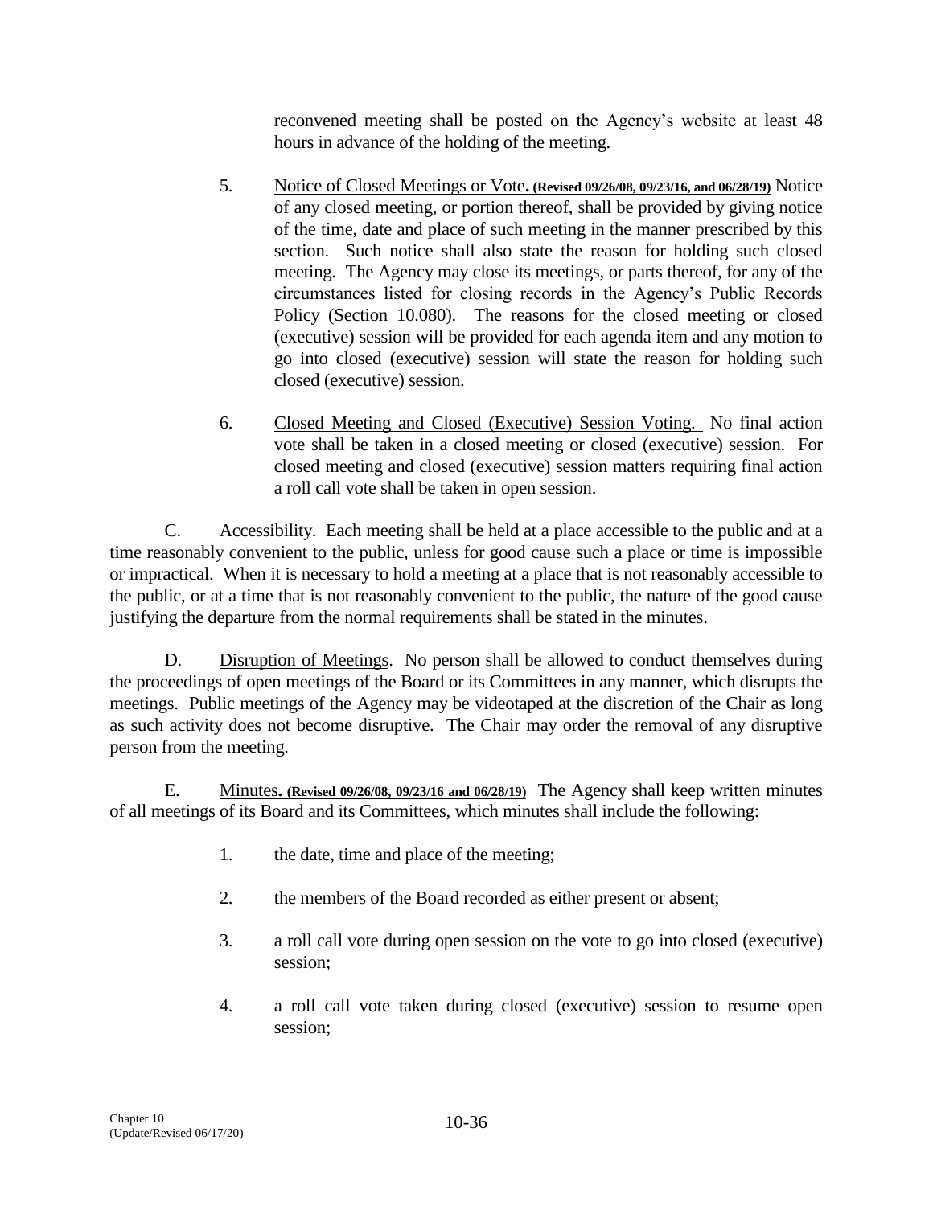reconvened meeting shall be posted on the Agency's website at least 48 hours in advance of the holding of the meeting.

5. Notice of Closed Meetings or Vote. **(Revised 09/26/08, 09/23/16, and 06/28/19)** Notice of any closed meeting, or portion thereof, shall be provided by giving notice of the time, date and place of such meeting in the manner prescribed by this section. Such notice shall also state the reason for holding such closed meeting. The Agency may close its meetings, or parts thereof, for any of the circumstances listed for closing records in the Agency's Public Records Policy (Section 10.080). The reasons for the closed meeting or closed (executive) session will be provided for each agenda item and any motion to go into closed (executive) session will state the reason for holding such closed (executive) session.

6. Closed Meeting and Closed (Executive) Session Voting. No final action vote shall be taken in a closed meeting or closed (executive) session. For closed meeting and closed (executive) session matters requiring final action a roll call vote shall be taken in open session.

C. Accessibility. Each meeting shall be held at a place accessible to the public and at a time reasonably convenient to the public, unless for good cause such a place or time is impossible or impractical. When it is necessary to hold a meeting at a place that is not reasonably accessible to the public, or at a time that is not reasonably convenient to the public, the nature of the good cause justifying the departure from the normal requirements shall be stated in the minutes.

D. Disruption of Meetings. No person shall be allowed to conduct themselves during the proceedings of open meetings of the Board or its Committees in any manner, which disrupts the meetings. Public meetings of the Agency may be videotaped at the discretion of the Chair as long as such activity does not become disruptive. The Chair may order the removal of any disruptive person from the meeting.

E. Minutes. **(Revised 09/26/08, 09/23/16 and 06/28/19)** The Agency shall keep written minutes of all meetings of its Board and its Committees, which minutes shall include the following:

1. the date, time and place of the meeting;

2. the members of the Board recorded as either present or absent;

3. a roll call vote during open session on the vote to go into closed (executive) session;

4. a roll call vote taken during closed (executive) session to resume open session;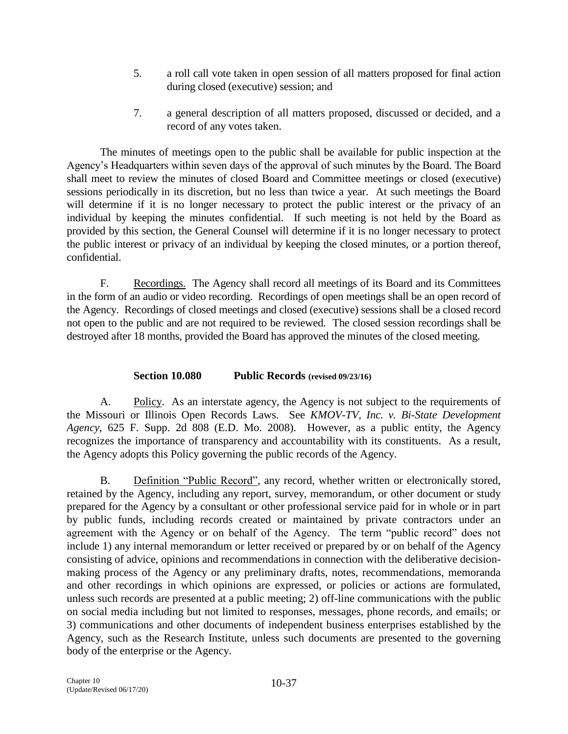5. a roll call vote taken in open session of all matters proposed for final action during closed (executive) session; and

7. a general description of all matters proposed, discussed or decided, and a record of any votes taken.

The minutes of meetings open to the public shall be available for public inspection at the Agency's Headquarters within seven days of the approval of such minutes by the Board. The Board shall meet to review the minutes of closed Board and Committee meetings or closed (executive) sessions periodically in its discretion, but no less than twice a year. At such meetings the Board will determine if it is no longer necessary to protect the public interest or the privacy of an individual by keeping the minutes confidential. If such meeting is not held by the Board as provided by this section, the General Counsel will determine if it is no longer necessary to protect the public interest or privacy of an individual by keeping the closed minutes, or a portion thereof, confidential.

F. Recordings. The Agency shall record all meetings of its Board and its Committees in the form of an audio or video recording. Recordings of open meetings shall be an open record of the Agency. Recordings of closed meetings and closed (executive) sessions shall be a closed record not open to the public and are not required to be reviewed. The closed session recordings shall be destroyed after 18 months, provided the Board has approved the minutes of the closed meeting.

### Section 10.080 Public Records (revised 09/23/16)

A. Policy. As an interstate agency, the Agency is not subject to the requirements of the Missouri or Illinois Open Records Laws. See *KMOV-TV, Inc. v. Bi-State Development Agency*, 625 F. Supp. 2d 808 (E.D. Mo. 2008). However, as a public entity, the Agency recognizes the importance of transparency and accountability with its constituents. As a result, the Agency adopts this Policy governing the public records of the Agency.

B. Definition "Public Record", any record, whether written or electronically stored, retained by the Agency, including any report, survey, memorandum, or other document or study prepared for the Agency by a consultant or other professional service paid for in whole or in part by public funds, including records created or maintained by private contractors under an agreement with the Agency or on behalf of the Agency. The term "public record" does not include 1) any internal memorandum or letter received or prepared by or on behalf of the Agency consisting of advice, opinions and recommendations in connection with the deliberative decision-making process of the Agency or any preliminary drafts, notes, recommendations, memoranda and other recordings in which opinions are expressed, or policies or actions are formulated, unless such records are presented at a public meeting; 2) off-line communications with the public on social media including but not limited to responses, messages, phone records, and emails; or 3) communications and other documents of independent business enterprises established by the Agency, such as the Research Institute, unless such documents are presented to the governing body of the enterprise or the Agency.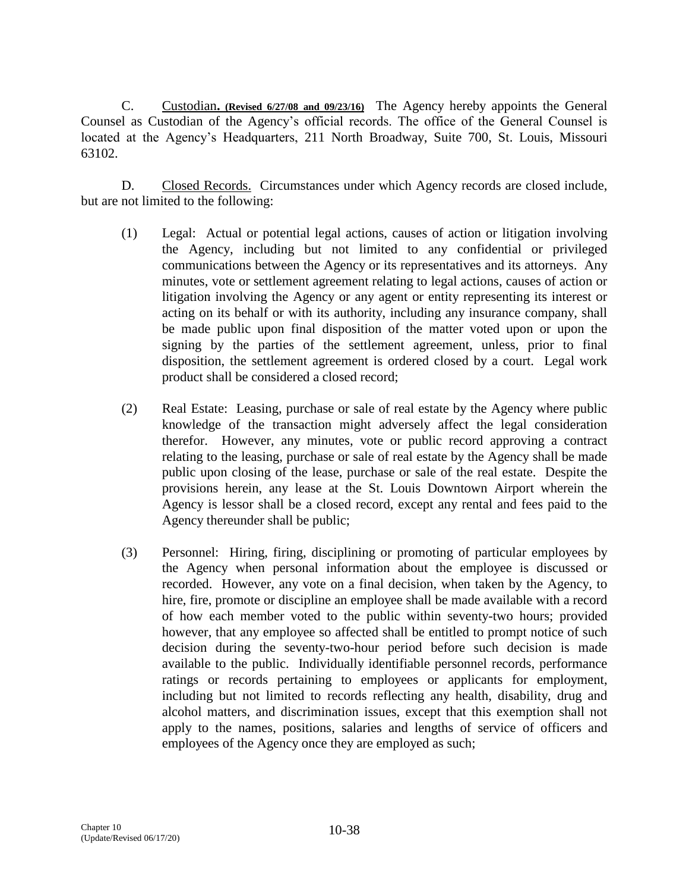C. Custodian**. (Revised 6/27/08 and 09/23/16)** The Agency hereby appoints the General Counsel as Custodian of the Agency's official records. The office of the General Counsel is located at the Agency's Headquarters, 211 North Broadway, Suite 700, St. Louis, Missouri 63102.

D. Closed Records. Circumstances under which Agency records are closed include, but are not limited to the following:

(1) Legal: Actual or potential legal actions, causes of action or litigation involving the Agency, including but not limited to any confidential or privileged communications between the Agency or its representatives and its attorneys. Any minutes, vote or settlement agreement relating to legal actions, causes of action or litigation involving the Agency or any agent or entity representing its interest or acting on its behalf or with its authority, including any insurance company, shall be made public upon final disposition of the matter voted upon or upon the signing by the parties of the settlement agreement, unless, prior to final disposition, the settlement agreement is ordered closed by a court. Legal work product shall be considered a closed record;

(2) Real Estate: Leasing, purchase or sale of real estate by the Agency where public knowledge of the transaction might adversely affect the legal consideration therefor. However, any minutes, vote or public record approving a contract relating to the leasing, purchase or sale of real estate by the Agency shall be made public upon closing of the lease, purchase or sale of the real estate. Despite the provisions herein, any lease at the St. Louis Downtown Airport wherein the Agency is lessor shall be a closed record, except any rental and fees paid to the Agency thereunder shall be public;

(3) Personnel: Hiring, firing, disciplining or promoting of particular employees by the Agency when personal information about the employee is discussed or recorded. However, any vote on a final decision, when taken by the Agency, to hire, fire, promote or discipline an employee shall be made available with a record of how each member voted to the public within seventy-two hours; provided however, that any employee so affected shall be entitled to prompt notice of such decision during the seventy-two-hour period before such decision is made available to the public. Individually identifiable personnel records, performance ratings or records pertaining to employees or applicants for employment, including but not limited to records reflecting any health, disability, drug and alcohol matters, and discrimination issues, except that this exemption shall not apply to the names, positions, salaries and lengths of service of officers and employees of the Agency once they are employed as such;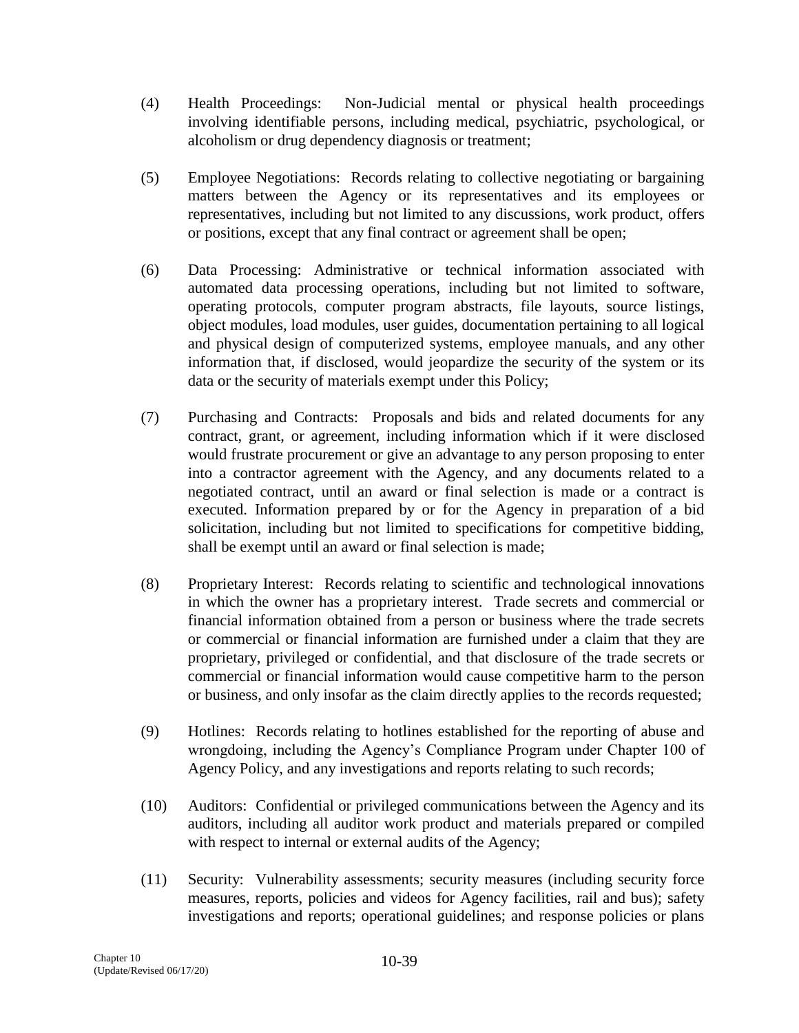(4) Health Proceedings: Non-Judicial mental or physical health proceedings involving identifiable persons, including medical, psychiatric, psychological, or alcoholism or drug dependency diagnosis or treatment;

(5) Employee Negotiations: Records relating to collective negotiating or bargaining matters between the Agency or its representatives and its employees or representatives, including but not limited to any discussions, work product, offers or positions, except that any final contract or agreement shall be open;

(6) Data Processing: Administrative or technical information associated with automated data processing operations, including but not limited to software, operating protocols, computer program abstracts, file layouts, source listings, object modules, load modules, user guides, documentation pertaining to all logical and physical design of computerized systems, employee manuals, and any other information that, if disclosed, would jeopardize the security of the system or its data or the security of materials exempt under this Policy;

(7) Purchasing and Contracts: Proposals and bids and related documents for any contract, grant, or agreement, including information which if it were disclosed would frustrate procurement or give an advantage to any person proposing to enter into a contractor agreement with the Agency, and any documents related to a negotiated contract, until an award or final selection is made or a contract is executed. Information prepared by or for the Agency in preparation of a bid solicitation, including but not limited to specifications for competitive bidding, shall be exempt until an award or final selection is made;

(8) Proprietary Interest: Records relating to scientific and technological innovations in which the owner has a proprietary interest. Trade secrets and commercial or financial information obtained from a person or business where the trade secrets or commercial or financial information are furnished under a claim that they are proprietary, privileged or confidential, and that disclosure of the trade secrets or commercial or financial information would cause competitive harm to the person or business, and only insofar as the claim directly applies to the records requested;

(9) Hotlines: Records relating to hotlines established for the reporting of abuse and wrongdoing, including the Agency's Compliance Program under Chapter 100 of Agency Policy, and any investigations and reports relating to such records;

(10) Auditors: Confidential or privileged communications between the Agency and its auditors, including all auditor work product and materials prepared or compiled with respect to internal or external audits of the Agency;

(11) Security: Vulnerability assessments; security measures (including security force measures, reports, policies and videos for Agency facilities, rail and bus); safety investigations and reports; operational guidelines; and response policies or plans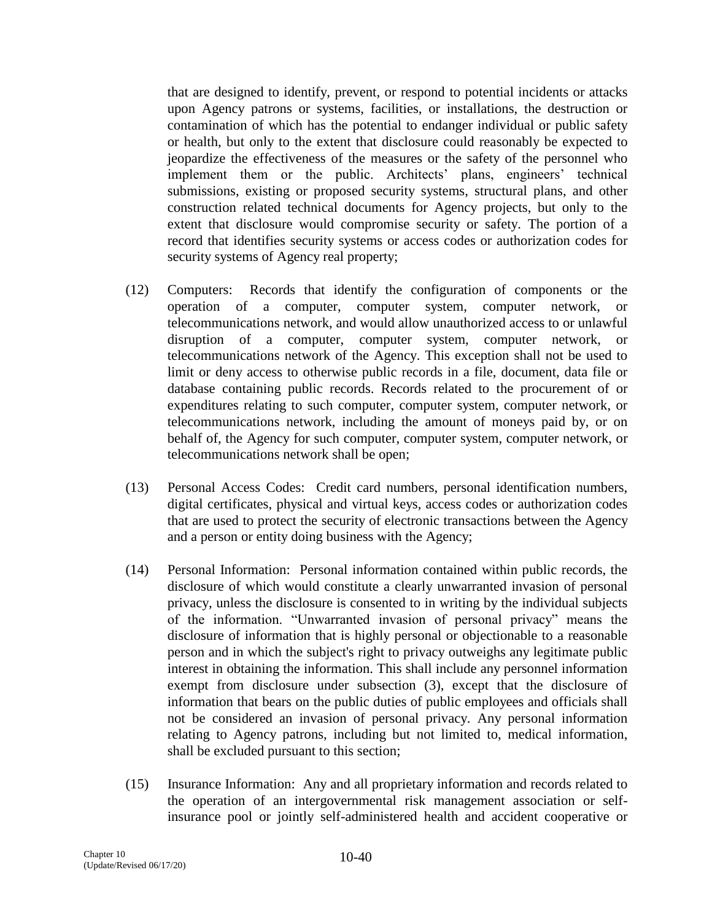that are designed to identify, prevent, or respond to potential incidents or attacks upon Agency patrons or systems, facilities, or installations, the destruction or contamination of which has the potential to endanger individual or public safety or health, but only to the extent that disclosure could reasonably be expected to jeopardize the effectiveness of the measures or the safety of the personnel who implement them or the public. Architects' plans, engineers' technical submissions, existing or proposed security systems, structural plans, and other construction related technical documents for Agency projects, but only to the extent that disclosure would compromise security or safety. The portion of a record that identifies security systems or access codes or authorization codes for security systems of Agency real property;

(12) Computers: Records that identify the configuration of components or the operation of a computer, computer system, computer network, or telecommunications network, and would allow unauthorized access to or unlawful disruption of a computer, computer system, computer network, or telecommunications network of the Agency. This exception shall not be used to limit or deny access to otherwise public records in a file, document, data file or database containing public records. Records related to the procurement of or expenditures relating to such computer, computer system, computer network, or telecommunications network, including the amount of moneys paid by, or on behalf of, the Agency for such computer, computer system, computer network, or telecommunications network shall be open;

(13) Personal Access Codes: Credit card numbers, personal identification numbers, digital certificates, physical and virtual keys, access codes or authorization codes that are used to protect the security of electronic transactions between the Agency and a person or entity doing business with the Agency;

(14) Personal Information: Personal information contained within public records, the disclosure of which would constitute a clearly unwarranted invasion of personal privacy, unless the disclosure is consented to in writing by the individual subjects of the information. "Unwarranted invasion of personal privacy" means the disclosure of information that is highly personal or objectionable to a reasonable person and in which the subject's right to privacy outweighs any legitimate public interest in obtaining the information. This shall include any personnel information exempt from disclosure under subsection (3), except that the disclosure of information that bears on the public duties of public employees and officials shall not be considered an invasion of personal privacy. Any personal information relating to Agency patrons, including but not limited to, medical information, shall be excluded pursuant to this section;

(15) Insurance Information: Any and all proprietary information and records related to the operation of an intergovernmental risk management association or self-insurance pool or jointly self-administered health and accident cooperative or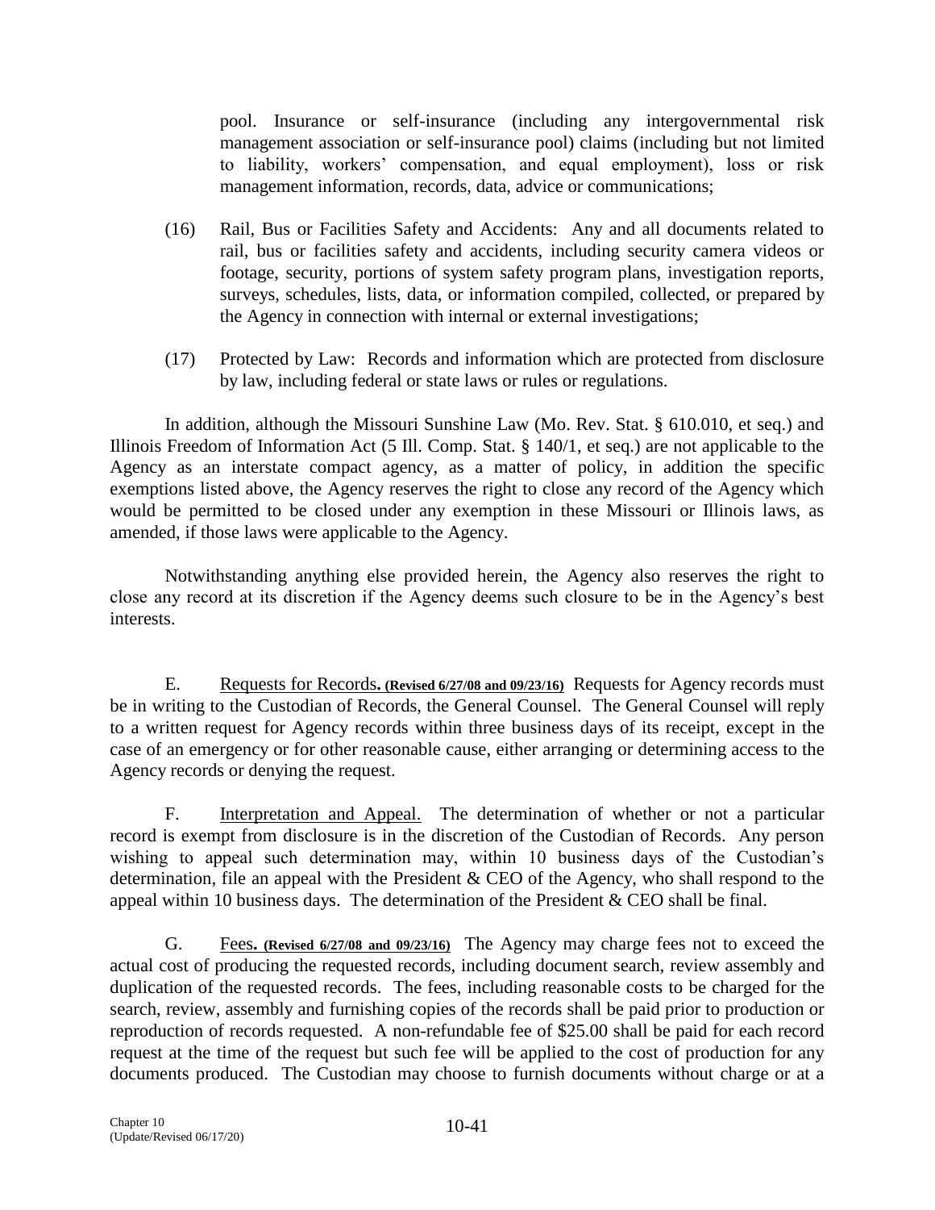pool. Insurance or self-insurance (including any intergovernmental risk management association or self-insurance pool) claims (including but not limited to liability, workers' compensation, and equal employment), loss or risk management information, records, data, advice or communications;

(16) Rail, Bus or Facilities Safety and Accidents: Any and all documents related to rail, bus or facilities safety and accidents, including security camera videos or footage, security, portions of system safety program plans, investigation reports, surveys, schedules, lists, data, or information compiled, collected, or prepared by the Agency in connection with internal or external investigations;

(17) Protected by Law: Records and information which are protected from disclosure by law, including federal or state laws or rules or regulations.

In addition, although the Missouri Sunshine Law (Mo. Rev. Stat. § 610.010, et seq.) and Illinois Freedom of Information Act (5 Ill. Comp. Stat. § 140/1, et seq.) are not applicable to the Agency as an interstate compact agency, as a matter of policy, in addition the specific exemptions listed above, the Agency reserves the right to close any record of the Agency which would be permitted to be closed under any exemption in these Missouri or Illinois laws, as amended, if those laws were applicable to the Agency.

Notwithstanding anything else provided herein, the Agency also reserves the right to close any record at its discretion if the Agency deems such closure to be in the Agency's best interests.

E. Requests for Records**. (Revised 6/27/08 and 09/23/16)** Requests for Agency records must be in writing to the Custodian of Records, the General Counsel. The General Counsel will reply to a written request for Agency records within three business days of its receipt, except in the case of an emergency or for other reasonable cause, either arranging or determining access to the Agency records or denying the request.

F. Interpretation and Appeal. The determination of whether or not a particular record is exempt from disclosure is in the discretion of the Custodian of Records. Any person wishing to appeal such determination may, within 10 business days of the Custodian's determination, file an appeal with the President & CEO of the Agency, who shall respond to the appeal within 10 business days. The determination of the President & CEO shall be final.

G. Fees**. (Revised 6/27/08 and 09/23/16)** The Agency may charge fees not to exceed the actual cost of producing the requested records, including document search, review assembly and duplication of the requested records. The fees, including reasonable costs to be charged for the search, review, assembly and furnishing copies of the records shall be paid prior to production or reproduction of records requested. A non-refundable fee of $25.00 shall be paid for each record request at the time of the request but such fee will be applied to the cost of production for any documents produced. The Custodian may choose to furnish documents without charge or at a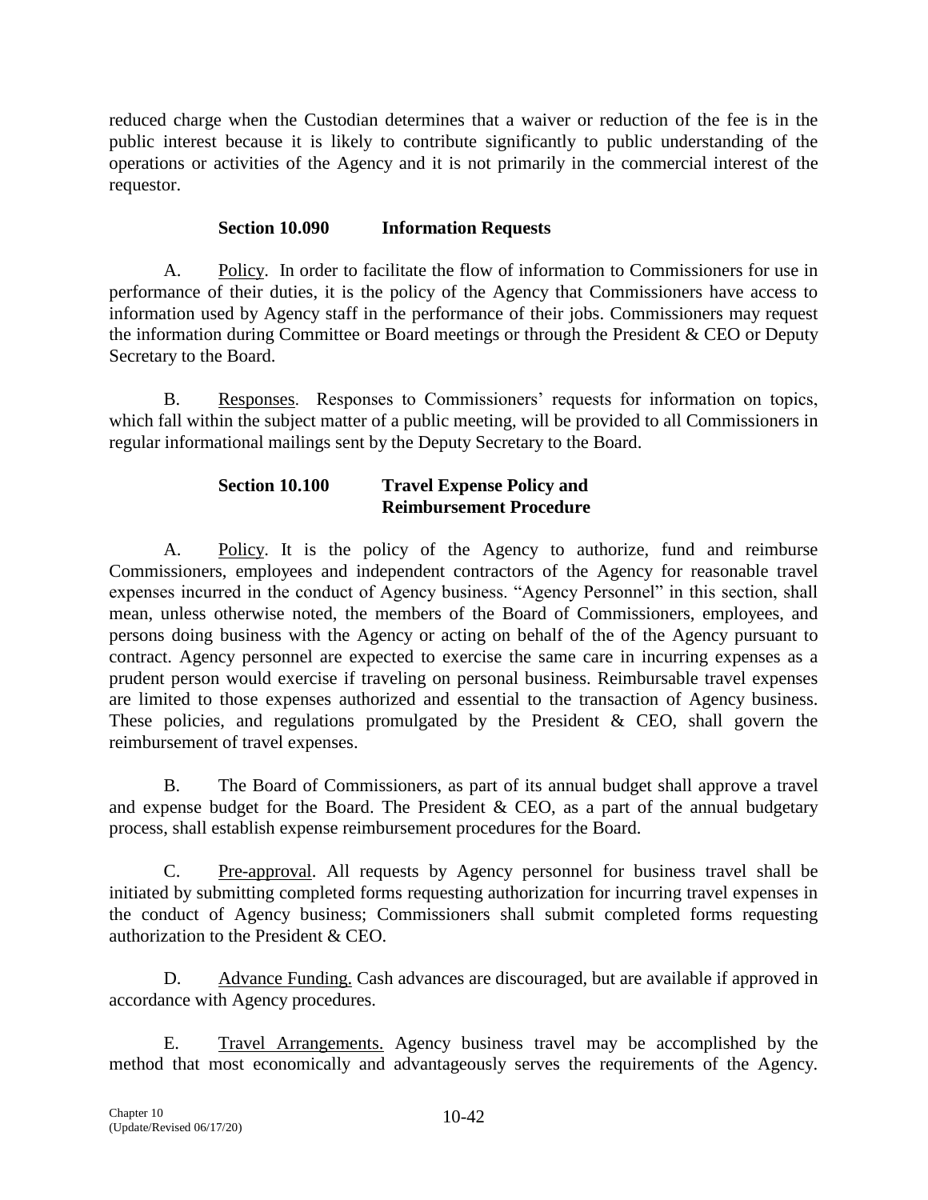reduced charge when the Custodian determines that a waiver or reduction of the fee is in the public interest because it is likely to contribute significantly to public understanding of the operations or activities of the Agency and it is not primarily in the commercial interest of the requestor.

### Section 10.090 Information Requests

A. Policy. In order to facilitate the flow of information to Commissioners for use in performance of their duties, it is the policy of the Agency that Commissioners have access to information used by Agency staff in the performance of their jobs. Commissioners may request the information during Committee or Board meetings or through the President & CEO or Deputy Secretary to the Board.

B. Responses. Responses to Commissioners' requests for information on topics, which fall within the subject matter of a public meeting, will be provided to all Commissioners in regular informational mailings sent by the Deputy Secretary to the Board.

### Section 10.100 Travel Expense Policy and Reimbursement Procedure

A. Policy. It is the policy of the Agency to authorize, fund and reimburse Commissioners, employees and independent contractors of the Agency for reasonable travel expenses incurred in the conduct of Agency business. "Agency Personnel" in this section, shall mean, unless otherwise noted, the members of the Board of Commissioners, employees, and persons doing business with the Agency or acting on behalf of the of the Agency pursuant to contract. Agency personnel are expected to exercise the same care in incurring expenses as a prudent person would exercise if traveling on personal business. Reimbursable travel expenses are limited to those expenses authorized and essential to the transaction of Agency business. These policies, and regulations promulgated by the President & CEO, shall govern the reimbursement of travel expenses.

B. The Board of Commissioners, as part of its annual budget shall approve a travel and expense budget for the Board. The President & CEO, as a part of the annual budgetary process, shall establish expense reimbursement procedures for the Board.

C. Pre-approval. All requests by Agency personnel for business travel shall be initiated by submitting completed forms requesting authorization for incurring travel expenses in the conduct of Agency business; Commissioners shall submit completed forms requesting authorization to the President & CEO.

D. Advance Funding. Cash advances are discouraged, but are available if approved in accordance with Agency procedures.

E. Travel Arrangements. Agency business travel may be accomplished by the method that most economically and advantageously serves the requirements of the Agency.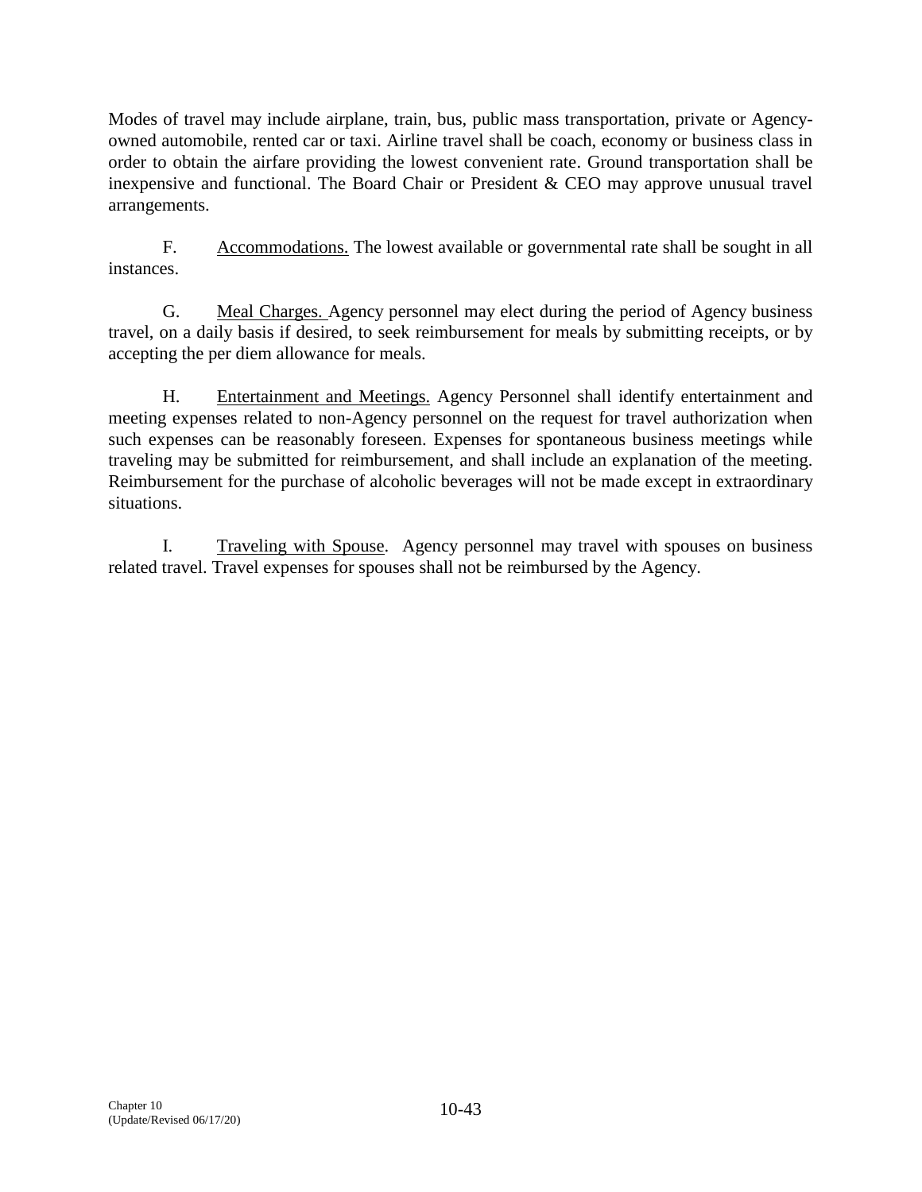Modes of travel may include airplane, train, bus, public mass transportation, private or Agency-owned automobile, rented car or taxi. Airline travel shall be coach, economy or business class in order to obtain the airfare providing the lowest convenient rate. Ground transportation shall be inexpensive and functional. The Board Chair or President & CEO may approve unusual travel arrangements.

F. Accommodations. The lowest available or governmental rate shall be sought in all instances.

G. Meal Charges. Agency personnel may elect during the period of Agency business travel, on a daily basis if desired, to seek reimbursement for meals by submitting receipts, or by accepting the per diem allowance for meals.

H. Entertainment and Meetings. Agency Personnel shall identify entertainment and meeting expenses related to non-Agency personnel on the request for travel authorization when such expenses can be reasonably foreseen. Expenses for spontaneous business meetings while traveling may be submitted for reimbursement, and shall include an explanation of the meeting. Reimbursement for the purchase of alcoholic beverages will not be made except in extraordinary situations.

I. Traveling with Spouse. Agency personnel may travel with spouses on business related travel. Travel expenses for spouses shall not be reimbursed by the Agency.